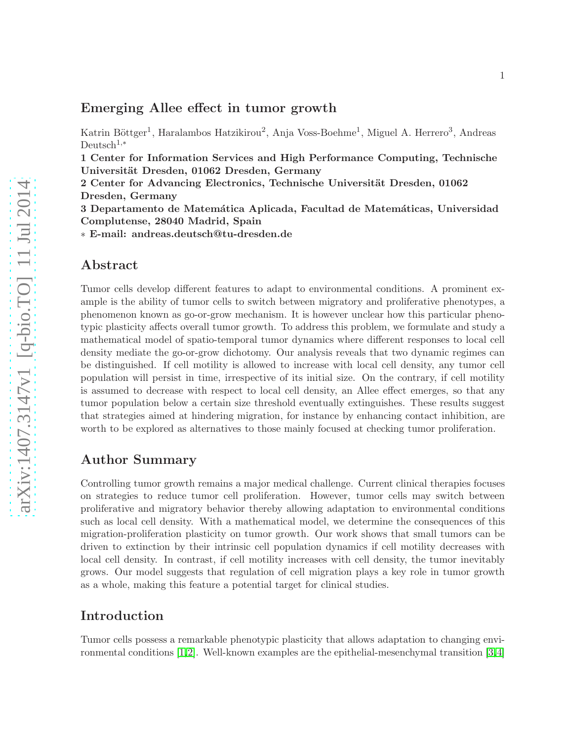# Emerging Allee effect in tumor growth

Katrin Böttger[1], Haralambos Hatzikirou[2], Anja Voss-Boehme[1], Miguel A. Herrero[3], Andreas Deutsch[1,*]

**1 Center for Information Services and High Performance Computing, Technische Universität Dresden, 01062 Dresden, Germany**
**2 Center for Advancing Electronics, Technische Universität Dresden, 01062 Dresden, Germany**
**3 Departamento de Matemática Aplicada, Facultad de Matemáticas, Universidad Complutense, 28040 Madrid, Spain**
**\* E-mail: andreas.deutsch@tu-dresden.de**

## Abstract

Tumor cells develop different features to adapt to environmental conditions. A prominent example is the ability of tumor cells to switch between migratory and proliferative phenotypes, a phenomenon known as go-or-grow mechanism. It is however unclear how this particular phenotypic plasticity affects overall tumor growth. To address this problem, we formulate and study a mathematical model of spatio-temporal tumor dynamics where different responses to local cell density mediate the go-or-grow dichotomy. Our analysis reveals that two dynamic regimes can be distinguished. If cell motility is allowed to increase with local cell density, any tumor cell population will persist in time, irrespective of its initial size. On the contrary, if cell motility is assumed to decrease with respect to local cell density, an Allee effect emerges, so that any tumor population below a certain size threshold eventually extinguishes. These results suggest that strategies aimed at hindering migration, for instance by enhancing contact inhibition, are worth to be explored as alternatives to those mainly focused at checking tumor proliferation.

## Author Summary

Controlling tumor growth remains a major medical challenge. Current clinical therapies focuses on strategies to reduce tumor cell proliferation. However, tumor cells may switch between proliferative and migratory behavior thereby allowing adaptation to environmental conditions such as local cell density. With a mathematical model, we determine the consequences of this migration-proliferation plasticity on tumor growth. Our work shows that small tumors can be driven to extinction by their intrinsic cell population dynamics if cell motility decreases with local cell density. In contrast, if cell motility increases with cell density, the tumor inevitably grows. Our model suggests that regulation of cell migration plays a key role in tumor growth as a whole, making this feature a potential target for clinical studies.

## Introduction

Tumor cells possess a remarkable phenotypic plasticity that allows adaptation to changing environmental conditions [1,2]. Well-known examples are the epithelial-mesenchymal transition [3,4]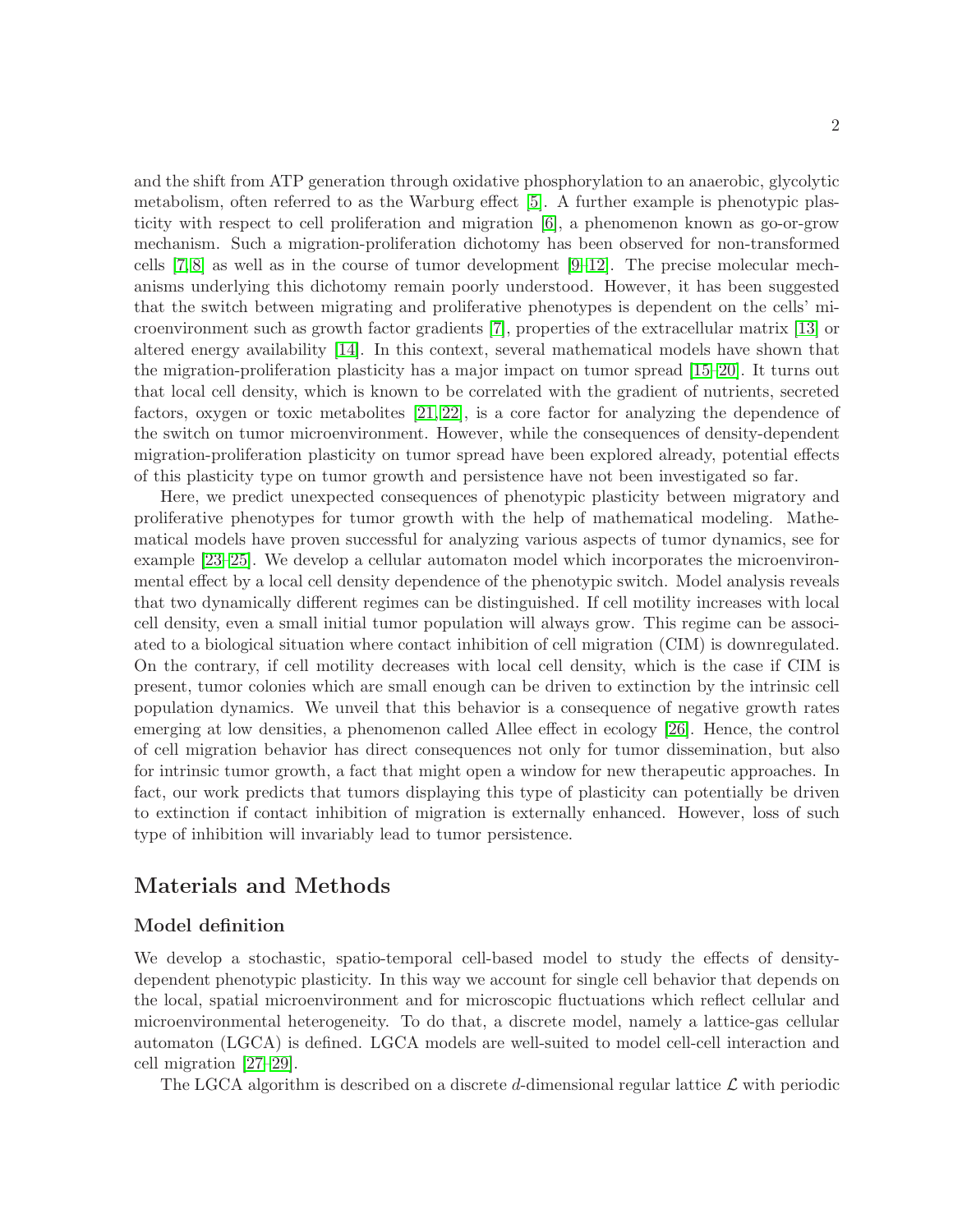and the shift from ATP generation through oxidative phosphorylation to an anaerobic, glycolytic metabolism, often referred to as the Warburg effect [5]. A further example is phenotypic plasticity with respect to cell proliferation and migration [6], a phenomenon known as go-or-grow mechanism. Such a migration-proliferation dichotomy has been observed for non-transformed cells [7,8] as well as in the course of tumor development [9–12]. The precise molecular mechanisms underlying this dichotomy remain poorly understood. However, it has been suggested that the switch between migrating and proliferative phenotypes is dependent on the cells' microenvironment such as growth factor gradients [7], properties of the extracellular matrix [13] or altered energy availability [14]. In this context, several mathematical models have shown that the migration-proliferation plasticity has a major impact on tumor spread [15–20]. It turns out that local cell density, which is known to be correlated with the gradient of nutrients, secreted factors, oxygen or toxic metabolites [21,22], is a core factor for analyzing the dependence of the switch on tumor microenvironment. However, while the consequences of density-dependent migration-proliferation plasticity on tumor spread have been explored already, potential effects of this plasticity type on tumor growth and persistence have not been investigated so far.

Here, we predict unexpected consequences of phenotypic plasticity between migratory and proliferative phenotypes for tumor growth with the help of mathematical modeling. Mathematical models have proven successful for analyzing various aspects of tumor dynamics, see for example [23–25]. We develop a cellular automaton model which incorporates the microenvironmental effect by a local cell density dependence of the phenotypic switch. Model analysis reveals that two dynamically different regimes can be distinguished. If cell motility increases with local cell density, even a small initial tumor population will always grow. This regime can be associated to a biological situation where contact inhibition of cell migration (CIM) is downregulated. On the contrary, if cell motility decreases with local cell density, which is the case if CIM is present, tumor colonies which are small enough can be driven to extinction by the intrinsic cell population dynamics. We unveil that this behavior is a consequence of negative growth rates emerging at low densities, a phenomenon called Allee effect in ecology [26]. Hence, the control of cell migration behavior has direct consequences not only for tumor dissemination, but also for intrinsic tumor growth, a fact that might open a window for new therapeutic approaches. In fact, our work predicts that tumors displaying this type of plasticity can potentially be driven to extinction if contact inhibition of migration is externally enhanced. However, loss of such type of inhibition will invariably lead to tumor persistence.

# Materials and Methods

## Model definition

We develop a stochastic, spatio-temporal cell-based model to study the effects of density-dependent phenotypic plasticity. In this way we account for single cell behavior that depends on the local, spatial microenvironment and for microscopic fluctuations which reflect cellular and microenvironmental heterogeneity. To do that, a discrete model, namely a lattice-gas cellular automaton (LGCA) is defined. LGCA models are well-suited to model cell-cell interaction and cell migration [27–29].

The LGCA algorithm is described on a discrete $d$-dimensional regular lattice $\mathcal{L}$ with periodic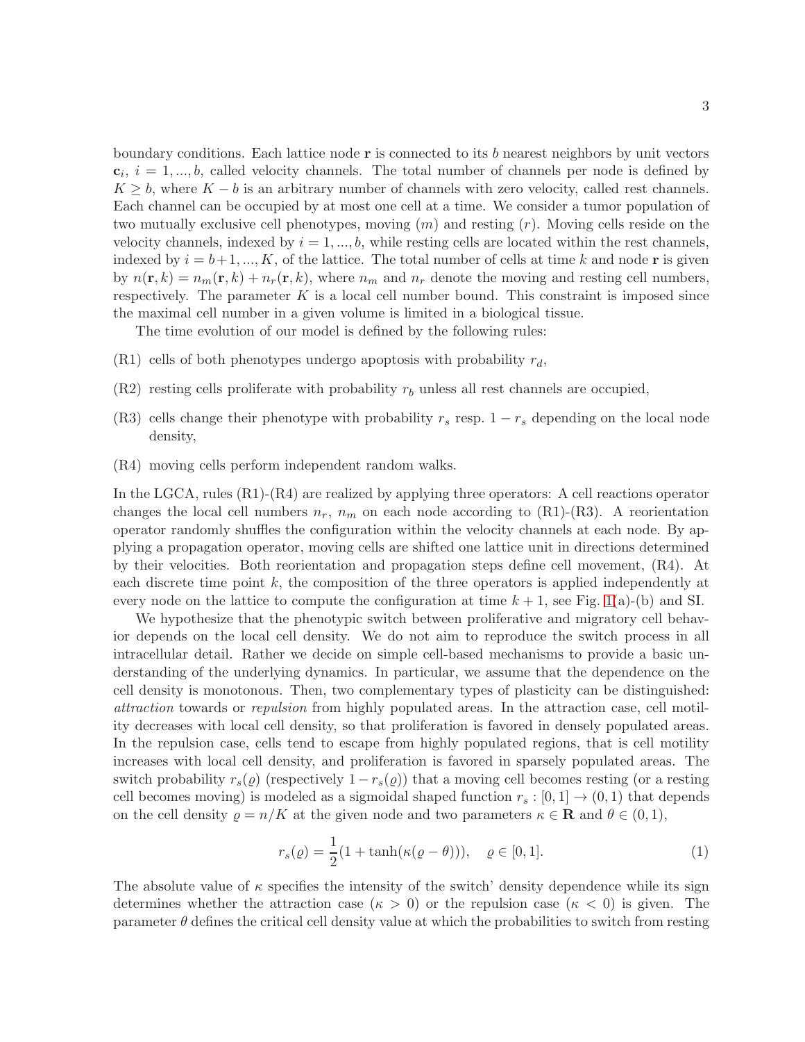boundary conditions. Each lattice node $\mathbf{r}$ is connected to its $b$ nearest neighbors by unit vectors $\mathbf{c}_i$, $i = 1, ..., b$, called velocity channels. The total number of channels per node is defined by $K \geq b$, where $K - b$ is an arbitrary number of channels with zero velocity, called rest channels. Each channel can be occupied by at most one cell at a time. We consider a tumor population of two mutually exclusive cell phenotypes, moving ($m$) and resting ($r$). Moving cells reside on the velocity channels, indexed by $i = 1, ..., b$, while resting cells are located within the rest channels, indexed by $i = b+1, ..., K$, of the lattice. The total number of cells at time $k$ and node $\mathbf{r}$ is given by $n(\mathbf{r}, k) = n_m(\mathbf{r}, k) + n_r(\mathbf{r}, k)$, where $n_m$ and $n_r$ denote the moving and resting cell numbers, respectively. The parameter $K$ is a local cell number bound. This constraint is imposed since the maximal cell number in a given volume is limited in a biological tissue.

The time evolution of our model is defined by the following rules:

(R1) cells of both phenotypes undergo apoptosis with probability $r_d$,

(R2) resting cells proliferate with probability $r_b$ unless all rest channels are occupied,

(R3) cells change their phenotype with probability $r_s$ resp. $1 - r_s$ depending on the local node density,

(R4) moving cells perform independent random walks.

In the LGCA, rules (R1)-(R4) are realized by applying three operators: A cell reactions operator changes the local cell numbers $n_r$, $n_m$ on each node according to (R1)-(R3). A reorientation operator randomly shuffles the configuration within the velocity channels at each node. By applying a propagation operator, moving cells are shifted one lattice unit in directions determined by their velocities. Both reorientation and propagation steps define cell movement, (R4). At each discrete time point $k$, the composition of the three operators is applied independently at every node on the lattice to compute the configuration at time $k + 1$, see Fig. 1(a)-(b) and SI.

We hypothesize that the phenotypic switch between proliferative and migratory cell behavior depends on the local cell density. We do not aim to reproduce the switch process in all intracellular detail. Rather we decide on simple cell-based mechanisms to provide a basic understanding of the underlying dynamics. In particular, we assume that the dependence on the cell density is monotonous. Then, two complementary types of plasticity can be distinguished: *attraction* towards or *repulsion* from highly populated areas. In the attraction case, cell motility decreases with local cell density, so that proliferation is favored in densely populated areas. In the repulsion case, cells tend to escape from highly populated regions, that is cell motility increases with local cell density, and proliferation is favored in sparsely populated areas. The switch probability $r_s(\varrho)$ (respectively $1 - r_s(\varrho)$) that a moving cell becomes resting (or a resting cell becomes moving) is modeled as a sigmoidal shaped function $r_s : [0, 1] \to (0, 1)$ that depends on the cell density $\varrho = n/K$ at the given node and two parameters $\kappa \in \mathbf{R}$ and $\theta \in (0, 1)$,

$$r_s(\varrho) = \frac{1}{2}(1 + \tanh(\kappa(\varrho - \theta))), \quad \varrho \in [0, 1]. \tag{1}$$

The absolute value of $\kappa$ specifies the intensity of the switch' density dependence while its sign determines whether the attraction case ($\kappa > 0$) or the repulsion case ($\kappa < 0$) is given. The parameter $\theta$ defines the critical cell density value at which the probabilities to switch from resting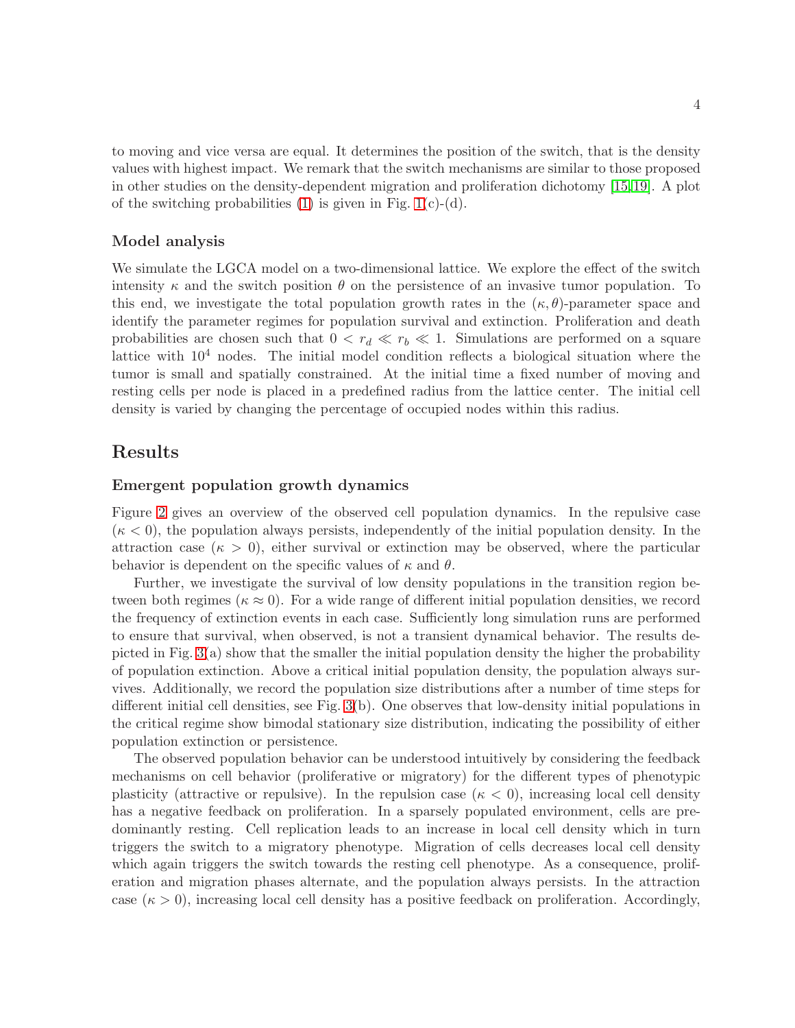to moving and vice versa are equal. It determines the position of the switch, that is the density values with highest impact. We remark that the switch mechanisms are similar to those proposed in other studies on the density-dependent migration and proliferation dichotomy [15,19]. A plot of the switching probabilities (1) is given in Fig. 1(c)-(d).

### Model analysis

We simulate the LGCA model on a two-dimensional lattice. We explore the effect of the switch intensity $\kappa$ and the switch position $\theta$ on the persistence of an invasive tumor population. To this end, we investigate the total population growth rates in the $(\kappa, \theta)$-parameter space and identify the parameter regimes for population survival and extinction. Proliferation and death probabilities are chosen such that $0 < r_d \ll r_b \ll 1$. Simulations are performed on a square lattice with $10^4$ nodes. The initial model condition reflects a biological situation where the tumor is small and spatially constrained. At the initial time a fixed number of moving and resting cells per node is placed in a predefined radius from the lattice center. The initial cell density is varied by changing the percentage of occupied nodes within this radius.

## Results

### Emergent population growth dynamics

Figure 2 gives an overview of the observed cell population dynamics. In the repulsive case ($\kappa < 0$), the population always persists, independently of the initial population density. In the attraction case ($\kappa > 0$), either survival or extinction may be observed, where the particular behavior is dependent on the specific values of $\kappa$ and $\theta$.

Further, we investigate the survival of low density populations in the transition region between both regimes ($\kappa \approx 0$). For a wide range of different initial population densities, we record the frequency of extinction events in each case. Sufficiently long simulation runs are performed to ensure that survival, when observed, is not a transient dynamical behavior. The results depicted in Fig. 3(a) show that the smaller the initial population density the higher the probability of population extinction. Above a critical initial population density, the population always survives. Additionally, we record the population size distributions after a number of time steps for different initial cell densities, see Fig. 3(b). One observes that low-density initial populations in the critical regime show bimodal stationary size distribution, indicating the possibility of either population extinction or persistence.

The observed population behavior can be understood intuitively by considering the feedback mechanisms on cell behavior (proliferative or migratory) for the different types of phenotypic plasticity (attractive or repulsive). In the repulsion case ($\kappa < 0$), increasing local cell density has a negative feedback on proliferation. In a sparsely populated environment, cells are predominantly resting. Cell replication leads to an increase in local cell density which in turn triggers the switch to a migratory phenotype. Migration of cells decreases local cell density which again triggers the switch towards the resting cell phenotype. As a consequence, proliferation and migration phases alternate, and the population always persists. In the attraction case ($\kappa > 0$), increasing local cell density has a positive feedback on proliferation. Accordingly,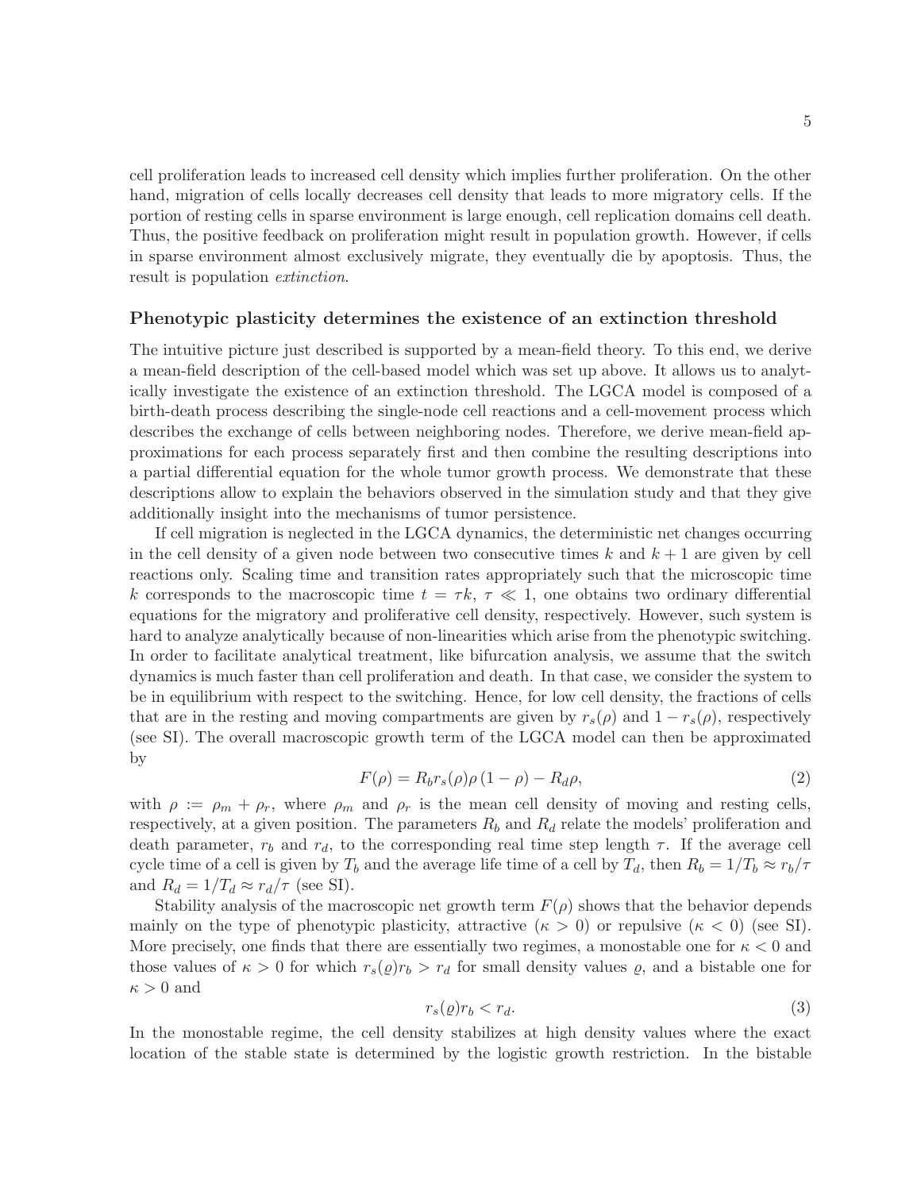cell proliferation leads to increased cell density which implies further proliferation. On the other hand, migration of cells locally decreases cell density that leads to more migratory cells. If the portion of resting cells in sparse environment is large enough, cell replication domains cell death. Thus, the positive feedback on proliferation might result in population growth. However, if cells in sparse environment almost exclusively migrate, they eventually die by apoptosis. Thus, the result is population *extinction*.

### Phenotypic plasticity determines the existence of an extinction threshold

The intuitive picture just described is supported by a mean-field theory. To this end, we derive a mean-field description of the cell-based model which was set up above. It allows us to analytically investigate the existence of an extinction threshold. The LGCA model is composed of a birth-death process describing the single-node cell reactions and a cell-movement process which describes the exchange of cells between neighboring nodes. Therefore, we derive mean-field approximations for each process separately first and then combine the resulting descriptions into a partial differential equation for the whole tumor growth process. We demonstrate that these descriptions allow to explain the behaviors observed in the simulation study and that they give additionally insight into the mechanisms of tumor persistence.

If cell migration is neglected in the LGCA dynamics, the deterministic net changes occurring in the cell density of a given node between two consecutive times $k$ and $k+1$ are given by cell reactions only. Scaling time and transition rates appropriately such that the microscopic time $k$ corresponds to the macroscopic time $t = \tau k$, $\tau \ll 1$, one obtains two ordinary differential equations for the migratory and proliferative cell density, respectively. However, such system is hard to analyze analytically because of non-linearities which arise from the phenotypic switching. In order to facilitate analytical treatment, like bifurcation analysis, we assume that the switch dynamics is much faster than cell proliferation and death. In that case, we consider the system to be in equilibrium with respect to the switching. Hence, for low cell density, the fractions of cells that are in the resting and moving compartments are given by $r_s(\rho)$ and $1 - r_s(\rho)$, respectively (see SI). The overall macroscopic growth term of the LGCA model can then be approximated by

$$F(\rho) = R_b r_s(\rho)\rho\,(1-\rho) - R_d\rho, \tag{2}$$

with $\rho := \rho_m + \rho_r$, where $\rho_m$ and $\rho_r$ is the mean cell density of moving and resting cells, respectively, at a given position. The parameters $R_b$ and $R_d$ relate the models' proliferation and death parameter, $r_b$ and $r_d$, to the corresponding real time step length $\tau$. If the average cell cycle time of a cell is given by $T_b$ and the average life time of a cell by $T_d$, then $R_b = 1/T_b \approx r_b/\tau$ and $R_d = 1/T_d \approx r_d/\tau$ (see SI).

Stability analysis of the macroscopic net growth term $F(\rho)$ shows that the behavior depends mainly on the type of phenotypic plasticity, attractive ($\kappa > 0$) or repulsive ($\kappa < 0$) (see SI). More precisely, one finds that there are essentially two regimes, a monostable one for $\kappa < 0$ and those values of $\kappa > 0$ for which $r_s(\varrho)r_b > r_d$ for small density values $\varrho$, and a bistable one for $\kappa > 0$ and

$$r_s(\varrho)r_b < r_d. \tag{3}$$

In the monostable regime, the cell density stabilizes at high density values where the exact location of the stable state is determined by the logistic growth restriction. In the bistable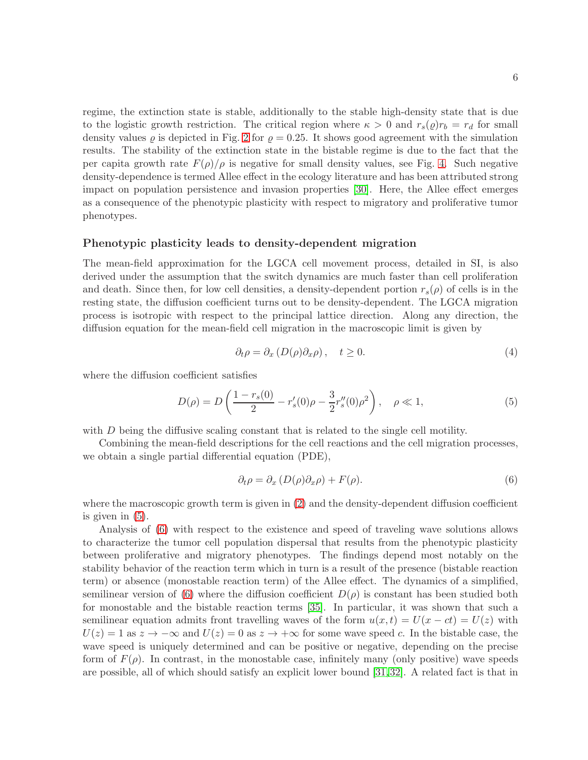regime, the extinction state is stable, additionally to the stable high-density state that is due to the logistic growth restriction. The critical region where $\kappa > 0$ and $r_s(\varrho)r_b = r_d$ for small density values $\varrho$ is depicted in Fig. 2 for $\varrho = 0.25$. It shows good agreement with the simulation results. The stability of the extinction state in the bistable regime is due to the fact that the per capita growth rate $F(\rho)/\rho$ is negative for small density values, see Fig. 4. Such negative density-dependence is termed Allee effect in the ecology literature and has been attributed strong impact on population persistence and invasion properties [30]. Here, the Allee effect emerges as a consequence of the phenotypic plasticity with respect to migratory and proliferative tumor phenotypes.

### Phenotypic plasticity leads to density-dependent migration

The mean-field approximation for the LGCA cell movement process, detailed in SI, is also derived under the assumption that the switch dynamics are much faster than cell proliferation and death. Since then, for low cell densities, a density-dependent portion $r_s(\rho)$ of cells is in the resting state, the diffusion coefficient turns out to be density-dependent. The LGCA migration process is isotropic with respect to the principal lattice direction. Along any direction, the diffusion equation for the mean-field cell migration in the macroscopic limit is given by

$$\partial_t \rho = \partial_x \left( D(\rho) \partial_x \rho \right), \quad t \geq 0. \tag{4}$$

where the diffusion coefficient satisfies

$$D(\rho) = D\left( \frac{1 - r_s(0)}{2} - r_s'(0)\rho - \frac{3}{2} r_s''(0)\rho^2 \right), \quad \rho \ll 1, \tag{5}$$

with $D$ being the diffusive scaling constant that is related to the single cell motility.

Combining the mean-field descriptions for the cell reactions and the cell migration processes, we obtain a single partial differential equation (PDE),

$$\partial_t \rho = \partial_x \left( D(\rho) \partial_x \rho \right) + F(\rho). \tag{6}$$

where the macroscopic growth term is given in (2) and the density-dependent diffusion coefficient is given in (5).

Analysis of (6) with respect to the existence and speed of traveling wave solutions allows to characterize the tumor cell population dispersal that results from the phenotypic plasticity between proliferative and migratory phenotypes. The findings depend most notably on the stability behavior of the reaction term which in turn is a result of the presence (bistable reaction term) or absence (monostable reaction term) of the Allee effect. The dynamics of a simplified, semilinear version of (6) where the diffusion coefficient $D(\rho)$ is constant has been studied both for monostable and the bistable reaction terms [35]. In particular, it was shown that such a semilinear equation admits front travelling waves of the form $u(x, t) = U(x - ct) = U(z)$ with $U(z) = 1$ as $z \to -\infty$ and $U(z) = 0$ as $z \to +\infty$ for some wave speed $c$. In the bistable case, the wave speed is uniquely determined and can be positive or negative, depending on the precise form of $F(\rho)$. In contrast, in the monostable case, infinitely many (only positive) wave speeds are possible, all of which should satisfy an explicit lower bound [31,32]. A related fact is that in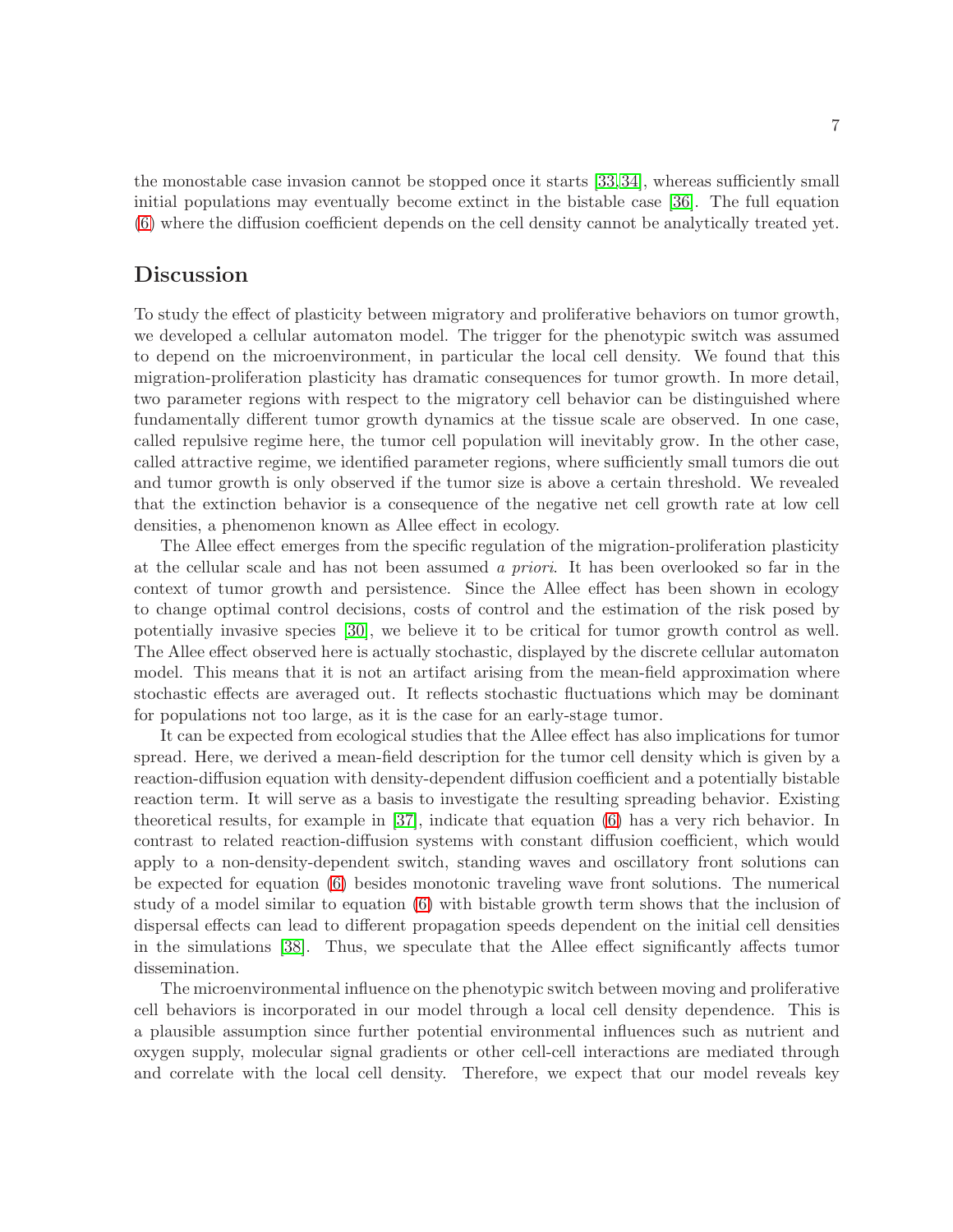the monostable case invasion cannot be stopped once it starts [33,34], whereas sufficiently small initial populations may eventually become extinct in the bistable case [36]. The full equation (6) where the diffusion coefficient depends on the cell density cannot be analytically treated yet.

## Discussion

To study the effect of plasticity between migratory and proliferative behaviors on tumor growth, we developed a cellular automaton model. The trigger for the phenotypic switch was assumed to depend on the microenvironment, in particular the local cell density. We found that this migration-proliferation plasticity has dramatic consequences for tumor growth. In more detail, two parameter regions with respect to the migratory cell behavior can be distinguished where fundamentally different tumor growth dynamics at the tissue scale are observed. In one case, called repulsive regime here, the tumor cell population will inevitably grow. In the other case, called attractive regime, we identified parameter regions, where sufficiently small tumors die out and tumor growth is only observed if the tumor size is above a certain threshold. We revealed that the extinction behavior is a consequence of the negative net cell growth rate at low cell densities, a phenomenon known as Allee effect in ecology.

The Allee effect emerges from the specific regulation of the migration-proliferation plasticity at the cellular scale and has not been assumed *a priori*. It has been overlooked so far in the context of tumor growth and persistence. Since the Allee effect has been shown in ecology to change optimal control decisions, costs of control and the estimation of the risk posed by potentially invasive species [30], we believe it to be critical for tumor growth control as well. The Allee effect observed here is actually stochastic, displayed by the discrete cellular automaton model. This means that it is not an artifact arising from the mean-field approximation where stochastic effects are averaged out. It reflects stochastic fluctuations which may be dominant for populations not too large, as it is the case for an early-stage tumor.

It can be expected from ecological studies that the Allee effect has also implications for tumor spread. Here, we derived a mean-field description for the tumor cell density which is given by a reaction-diffusion equation with density-dependent diffusion coefficient and a potentially bistable reaction term. It will serve as a basis to investigate the resulting spreading behavior. Existing theoretical results, for example in [37], indicate that equation (6) has a very rich behavior. In contrast to related reaction-diffusion systems with constant diffusion coefficient, which would apply to a non-density-dependent switch, standing waves and oscillatory front solutions can be expected for equation (6) besides monotonic traveling wave front solutions. The numerical study of a model similar to equation (6) with bistable growth term shows that the inclusion of dispersal effects can lead to different propagation speeds dependent on the initial cell densities in the simulations [38]. Thus, we speculate that the Allee effect significantly affects tumor dissemination.

The microenvironmental influence on the phenotypic switch between moving and proliferative cell behaviors is incorporated in our model through a local cell density dependence. This is a plausible assumption since further potential environmental influences such as nutrient and oxygen supply, molecular signal gradients or other cell-cell interactions are mediated through and correlate with the local cell density. Therefore, we expect that our model reveals key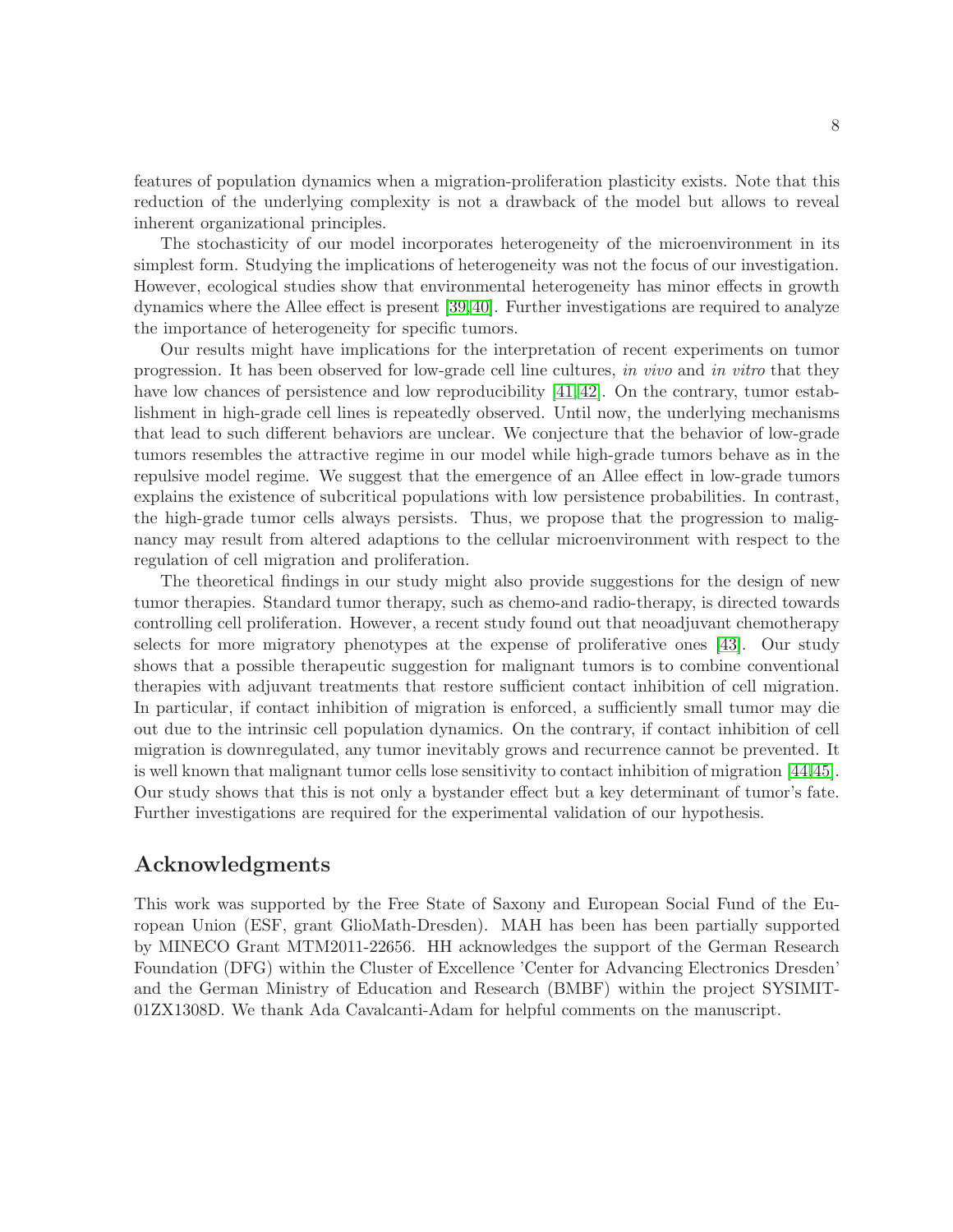features of population dynamics when a migration-proliferation plasticity exists. Note that this reduction of the underlying complexity is not a drawback of the model but allows to reveal inherent organizational principles.

The stochasticity of our model incorporates heterogeneity of the microenvironment in its simplest form. Studying the implications of heterogeneity was not the focus of our investigation. However, ecological studies show that environmental heterogeneity has minor effects in growth dynamics where the Allee effect is present [39,40]. Further investigations are required to analyze the importance of heterogeneity for specific tumors.

Our results might have implications for the interpretation of recent experiments on tumor progression. It has been observed for low-grade cell line cultures, *in vivo* and *in vitro* that they have low chances of persistence and low reproducibility [41,42]. On the contrary, tumor establishment in high-grade cell lines is repeatedly observed. Until now, the underlying mechanisms that lead to such different behaviors are unclear. We conjecture that the behavior of low-grade tumors resembles the attractive regime in our model while high-grade tumors behave as in the repulsive model regime. We suggest that the emergence of an Allee effect in low-grade tumors explains the existence of subcritical populations with low persistence probabilities. In contrast, the high-grade tumor cells always persists. Thus, we propose that the progression to malignancy may result from altered adaptions to the cellular microenvironment with respect to the regulation of cell migration and proliferation.

The theoretical findings in our study might also provide suggestions for the design of new tumor therapies. Standard tumor therapy, such as chemo-and radio-therapy, is directed towards controlling cell proliferation. However, a recent study found out that neoadjuvant chemotherapy selects for more migratory phenotypes at the expense of proliferative ones [43]. Our study shows that a possible therapeutic suggestion for malignant tumors is to combine conventional therapies with adjuvant treatments that restore sufficient contact inhibition of cell migration. In particular, if contact inhibition of migration is enforced, a sufficiently small tumor may die out due to the intrinsic cell population dynamics. On the contrary, if contact inhibition of cell migration is downregulated, any tumor inevitably grows and recurrence cannot be prevented. It is well known that malignant tumor cells lose sensitivity to contact inhibition of migration [44,45]. Our study shows that this is not only a bystander effect but a key determinant of tumor's fate. Further investigations are required for the experimental validation of our hypothesis.

## Acknowledgments

This work was supported by the Free State of Saxony and European Social Fund of the European Union (ESF, grant GlioMath-Dresden). MAH has been has been partially supported by MINECO Grant MTM2011-22656. HH acknowledges the support of the German Research Foundation (DFG) within the Cluster of Excellence 'Center for Advancing Electronics Dresden' and the German Ministry of Education and Research (BMBF) within the project SYSIMIT-01ZX1308D. We thank Ada Cavalcanti-Adam for helpful comments on the manuscript.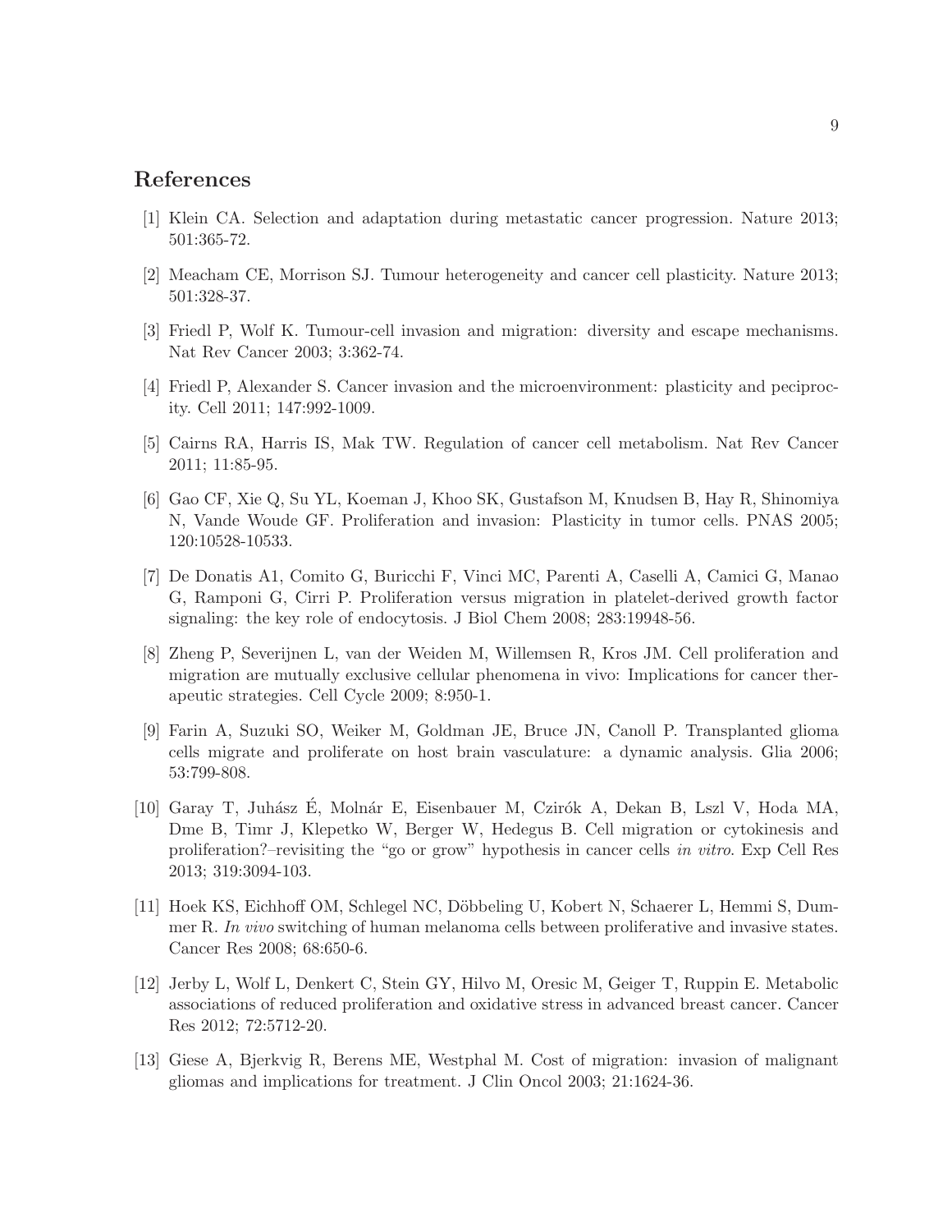## References

[1] Klein CA. Selection and adaptation during metastatic cancer progression. Nature 2013; 501:365-72.

[2] Meacham CE, Morrison SJ. Tumour heterogeneity and cancer cell plasticity. Nature 2013; 501:328-37.

[3] Friedl P, Wolf K. Tumour-cell invasion and migration: diversity and escape mechanisms. Nat Rev Cancer 2003; 3:362-74.

[4] Friedl P, Alexander S. Cancer invasion and the microenvironment: plasticity and peciprocity. Cell 2011; 147:992-1009.

[5] Cairns RA, Harris IS, Mak TW. Regulation of cancer cell metabolism. Nat Rev Cancer 2011; 11:85-95.

[6] Gao CF, Xie Q, Su YL, Koeman J, Khoo SK, Gustafson M, Knudsen B, Hay R, Shinomiya N, Vande Woude GF. Proliferation and invasion: Plasticity in tumor cells. PNAS 2005; 120:10528-10533.

[7] De Donatis A1, Comito G, Buricchi F, Vinci MC, Parenti A, Caselli A, Camici G, Manao G, Ramponi G, Cirri P. Proliferation versus migration in platelet-derived growth factor signaling: the key role of endocytosis. J Biol Chem 2008; 283:19948-56.

[8] Zheng P, Severijnen L, van der Weiden M, Willemsen R, Kros JM. Cell proliferation and migration are mutually exclusive cellular phenomena in vivo: Implications for cancer therapeutic strategies. Cell Cycle 2009; 8:950-1.

[9] Farin A, Suzuki SO, Weiker M, Goldman JE, Bruce JN, Canoll P. Transplanted glioma cells migrate and proliferate on host brain vasculature: a dynamic analysis. Glia 2006; 53:799-808.

[10] Garay T, Juhász É, Molnár E, Eisenbauer M, Czirók A, Dekan B, Lszl V, Hoda MA, Dme B, Timr J, Klepetko W, Berger W, Hedegus B. Cell migration or cytokinesis and proliferation?–revisiting the "go or grow" hypothesis in cancer cells *in vitro*. Exp Cell Res 2013; 319:3094-103.

[11] Hoek KS, Eichhoff OM, Schlegel NC, Döbbeling U, Kobert N, Schaerer L, Hemmi S, Dummer R. *In vivo* switching of human melanoma cells between proliferative and invasive states. Cancer Res 2008; 68:650-6.

[12] Jerby L, Wolf L, Denkert C, Stein GY, Hilvo M, Oresic M, Geiger T, Ruppin E. Metabolic associations of reduced proliferation and oxidative stress in advanced breast cancer. Cancer Res 2012; 72:5712-20.

[13] Giese A, Bjerkvig R, Berens ME, Westphal M. Cost of migration: invasion of malignant gliomas and implications for treatment. J Clin Oncol 2003; 21:1624-36.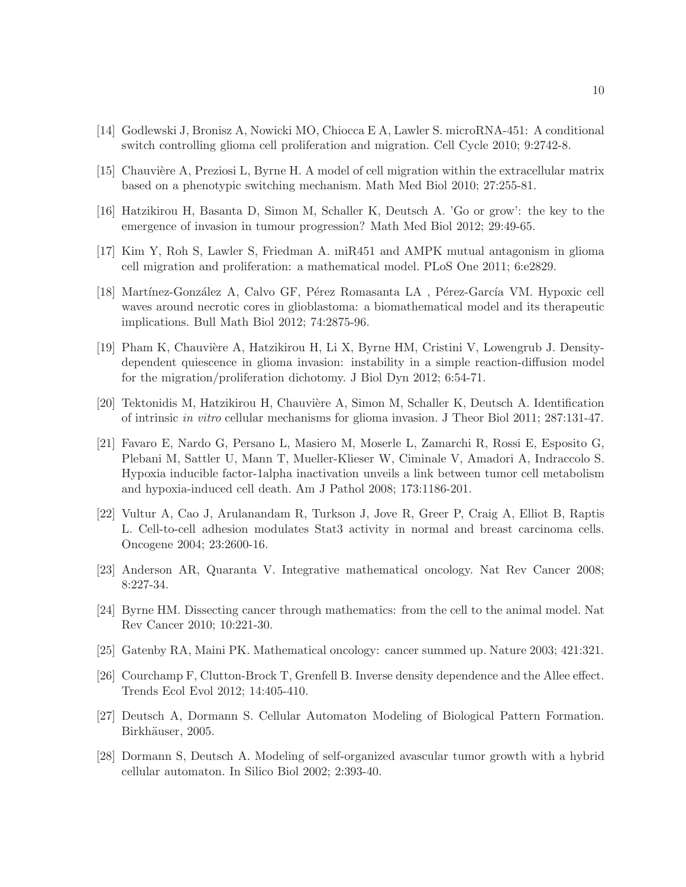[14] Godlewski J, Bronisz A, Nowicki MO, Chiocca E A, Lawler S. microRNA-451: A conditional switch controlling glioma cell proliferation and migration. Cell Cycle 2010; 9:2742-8.

[15] Chauvière A, Preziosi L, Byrne H. A model of cell migration within the extracellular matrix based on a phenotypic switching mechanism. Math Med Biol 2010; 27:255-81.

[16] Hatzikirou H, Basanta D, Simon M, Schaller K, Deutsch A. 'Go or grow': the key to the emergence of invasion in tumour progression? Math Med Biol 2012; 29:49-65.

[17] Kim Y, Roh S, Lawler S, Friedman A. miR451 and AMPK mutual antagonism in glioma cell migration and proliferation: a mathematical model. PLoS One 2011; 6:e2829.

[18] Martínez-González A, Calvo GF, Pérez Romasanta LA , Pérez-García VM. Hypoxic cell waves around necrotic cores in glioblastoma: a biomathematical model and its therapeutic implications. Bull Math Biol 2012; 74:2875-96.

[19] Pham K, Chauvière A, Hatzikirou H, Li X, Byrne HM, Cristini V, Lowengrub J. Density-dependent quiescence in glioma invasion: instability in a simple reaction-diffusion model for the migration/proliferation dichotomy. J Biol Dyn 2012; 6:54-71.

[20] Tektonidis M, Hatzikirou H, Chauvière A, Simon M, Schaller K, Deutsch A. Identification of intrinsic *in vitro* cellular mechanisms for glioma invasion. J Theor Biol 2011; 287:131-47.

[21] Favaro E, Nardo G, Persano L, Masiero M, Moserle L, Zamarchi R, Rossi E, Esposito G, Plebani M, Sattler U, Mann T, Mueller-Klieser W, Ciminale V, Amadori A, Indraccolo S. Hypoxia inducible factor-1alpha inactivation unveils a link between tumor cell metabolism and hypoxia-induced cell death. Am J Pathol 2008; 173:1186-201.

[22] Vultur A, Cao J, Arulanandam R, Turkson J, Jove R, Greer P, Craig A, Elliot B, Raptis L. Cell-to-cell adhesion modulates Stat3 activity in normal and breast carcinoma cells. Oncogene 2004; 23:2600-16.

[23] Anderson AR, Quaranta V. Integrative mathematical oncology. Nat Rev Cancer 2008; 8:227-34.

[24] Byrne HM. Dissecting cancer through mathematics: from the cell to the animal model. Nat Rev Cancer 2010; 10:221-30.

[25] Gatenby RA, Maini PK. Mathematical oncology: cancer summed up. Nature 2003; 421:321.

[26] Courchamp F, Clutton-Brock T, Grenfell B. Inverse density dependence and the Allee effect. Trends Ecol Evol 2012; 14:405-410.

[27] Deutsch A, Dormann S. Cellular Automaton Modeling of Biological Pattern Formation. Birkhäuser, 2005.

[28] Dormann S, Deutsch A. Modeling of self-organized avascular tumor growth with a hybrid cellular automaton. In Silico Biol 2002; 2:393-40.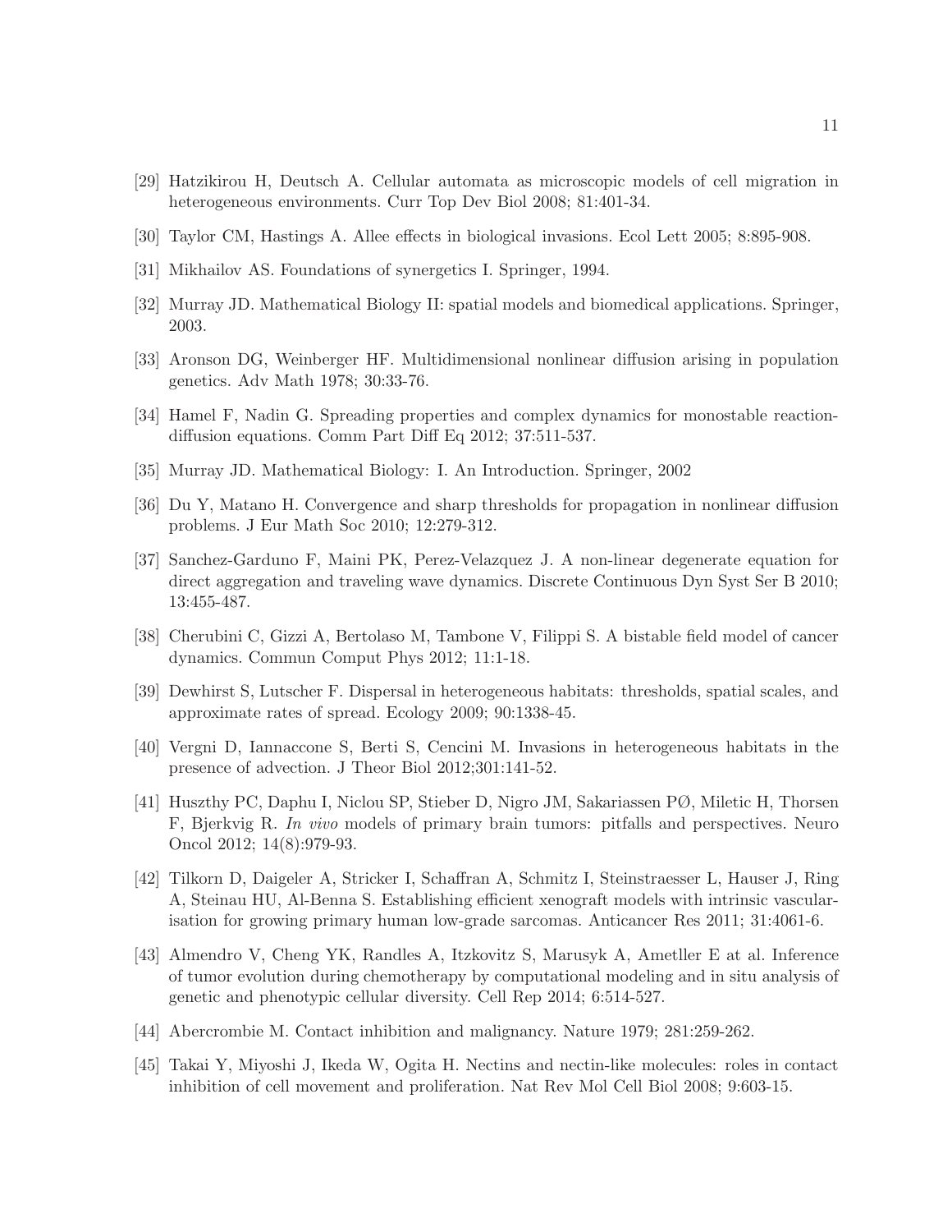[29] Hatzikirou H, Deutsch A. Cellular automata as microscopic models of cell migration in heterogeneous environments. Curr Top Dev Biol 2008; 81:401-34.

[30] Taylor CM, Hastings A. Allee effects in biological invasions. Ecol Lett 2005; 8:895-908.

[31] Mikhailov AS. Foundations of synergetics I. Springer, 1994.

[32] Murray JD. Mathematical Biology II: spatial models and biomedical applications. Springer, 2003.

[33] Aronson DG, Weinberger HF. Multidimensional nonlinear diffusion arising in population genetics. Adv Math 1978; 30:33-76.

[34] Hamel F, Nadin G. Spreading properties and complex dynamics for monostable reaction-diffusion equations. Comm Part Diff Eq 2012; 37:511-537.

[35] Murray JD. Mathematical Biology: I. An Introduction. Springer, 2002

[36] Du Y, Matano H. Convergence and sharp thresholds for propagation in nonlinear diffusion problems. J Eur Math Soc 2010; 12:279-312.

[37] Sanchez-Garduno F, Maini PK, Perez-Velazquez J. A non-linear degenerate equation for direct aggregation and traveling wave dynamics. Discrete Continuous Dyn Syst Ser B 2010; 13:455-487.

[38] Cherubini C, Gizzi A, Bertolaso M, Tambone V, Filippi S. A bistable field model of cancer dynamics. Commun Comput Phys 2012; 11:1-18.

[39] Dewhirst S, Lutscher F. Dispersal in heterogeneous habitats: thresholds, spatial scales, and approximate rates of spread. Ecology 2009; 90:1338-45.

[40] Vergni D, Iannaccone S, Berti S, Cencini M. Invasions in heterogeneous habitats in the presence of advection. J Theor Biol 2012;301:141-52.

[41] Huszthy PC, Daphu I, Niclou SP, Stieber D, Nigro JM, Sakariassen PØ, Miletic H, Thorsen F, Bjerkvig R. *In vivo* models of primary brain tumors: pitfalls and perspectives. Neuro Oncol 2012; 14(8):979-93.

[42] Tilkorn D, Daigeler A, Stricker I, Schaffran A, Schmitz I, Steinstraesser L, Hauser J, Ring A, Steinau HU, Al-Benna S. Establishing efficient xenograft models with intrinsic vascularisation for growing primary human low-grade sarcomas. Anticancer Res 2011; 31:4061-6.

[43] Almendro V, Cheng YK, Randles A, Itzkovitz S, Marusyk A, Ametller E at al. Inference of tumor evolution during chemotherapy by computational modeling and in situ analysis of genetic and phenotypic cellular diversity. Cell Rep 2014; 6:514-527.

[44] Abercrombie M. Contact inhibition and malignancy. Nature 1979; 281:259-262.

[45] Takai Y, Miyoshi J, Ikeda W, Ogita H. Nectins and nectin-like molecules: roles in contact inhibition of cell movement and proliferation. Nat Rev Mol Cell Biol 2008; 9:603-15.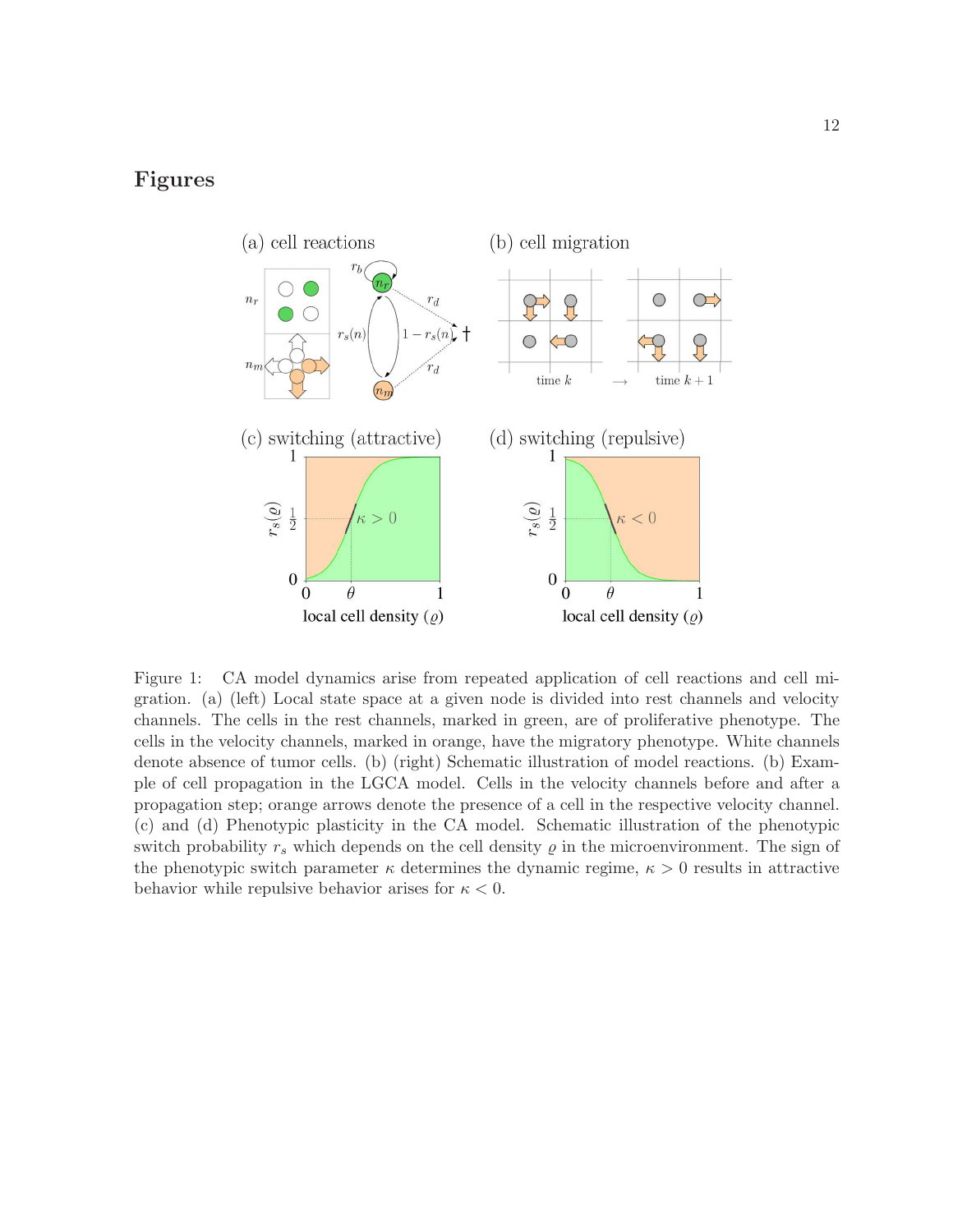# Figures

Figure 1: CA model dynamics arise from repeated application of cell reactions and cell migration. (a) (left) Local state space at a given node is divided into rest channels and velocity channels. The cells in the rest channels, marked in green, are of proliferative phenotype. The cells in the velocity channels, marked in orange, have the migratory phenotype. White channels denote absence of tumor cells. (b) (right) Schematic illustration of model reactions. (b) Example of cell propagation in the LGCA model. Cells in the velocity channels before and after a propagation step; orange arrows denote the presence of a cell in the respective velocity channel. (c) and (d) Phenotypic plasticity in the CA model. Schematic illustration of the phenotypic switch probability $r_s$ which depends on the cell density $\varrho$ in the microenvironment. The sign of the phenotypic switch parameter $\kappa$ determines the dynamic regime, $\kappa > 0$ results in attractive behavior while repulsive behavior arises for $\kappa < 0$.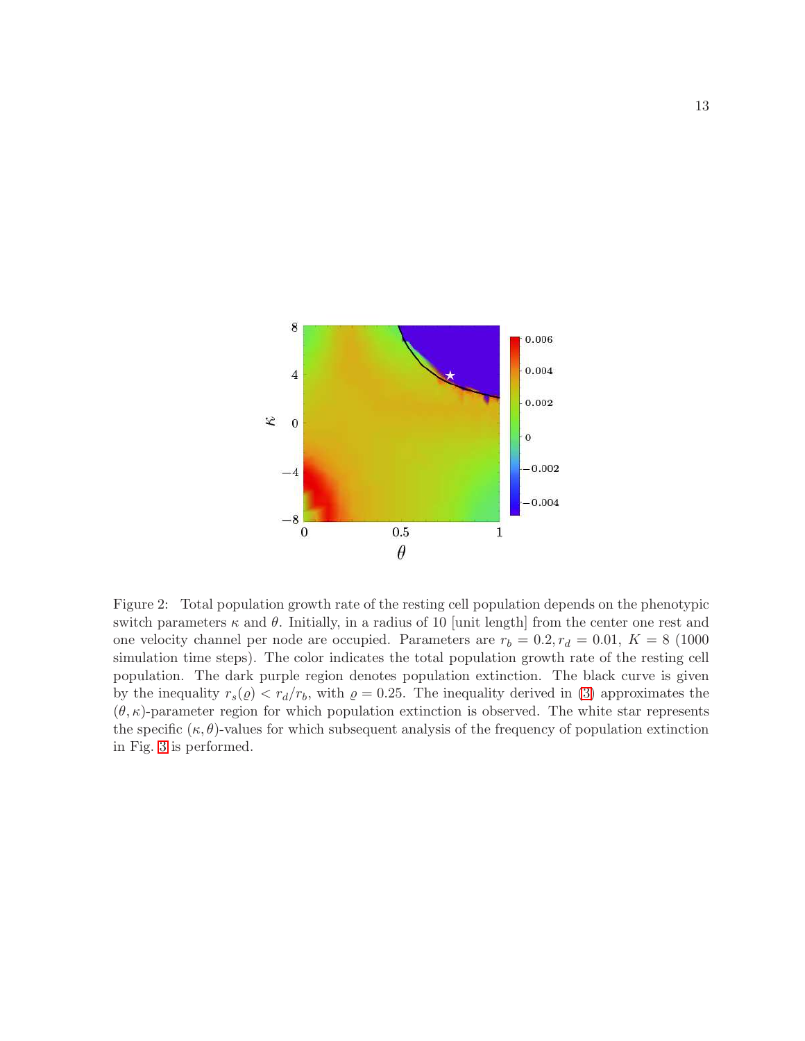Figure 2: Total population growth rate of the resting cell population depends on the phenotypic switch parameters $\kappa$ and $\theta$. Initially, in a radius of 10 [unit length] from the center one rest and one velocity channel per node are occupied. Parameters are $r_b = 0.2, r_d = 0.01$, $K = 8$ (1000 simulation time steps). The color indicates the total population growth rate of the resting cell population. The dark purple region denotes population extinction. The black curve is given by the inequality $r_s(\varrho) < r_d/r_b$, with $\varrho = 0.25$. The inequality derived in (3) approximates the $(\theta, \kappa)$-parameter region for which population extinction is observed. The white star represents the specific $(\kappa, \theta)$-values for which subsequent analysis of the frequency of population extinction in Fig. 3 is performed.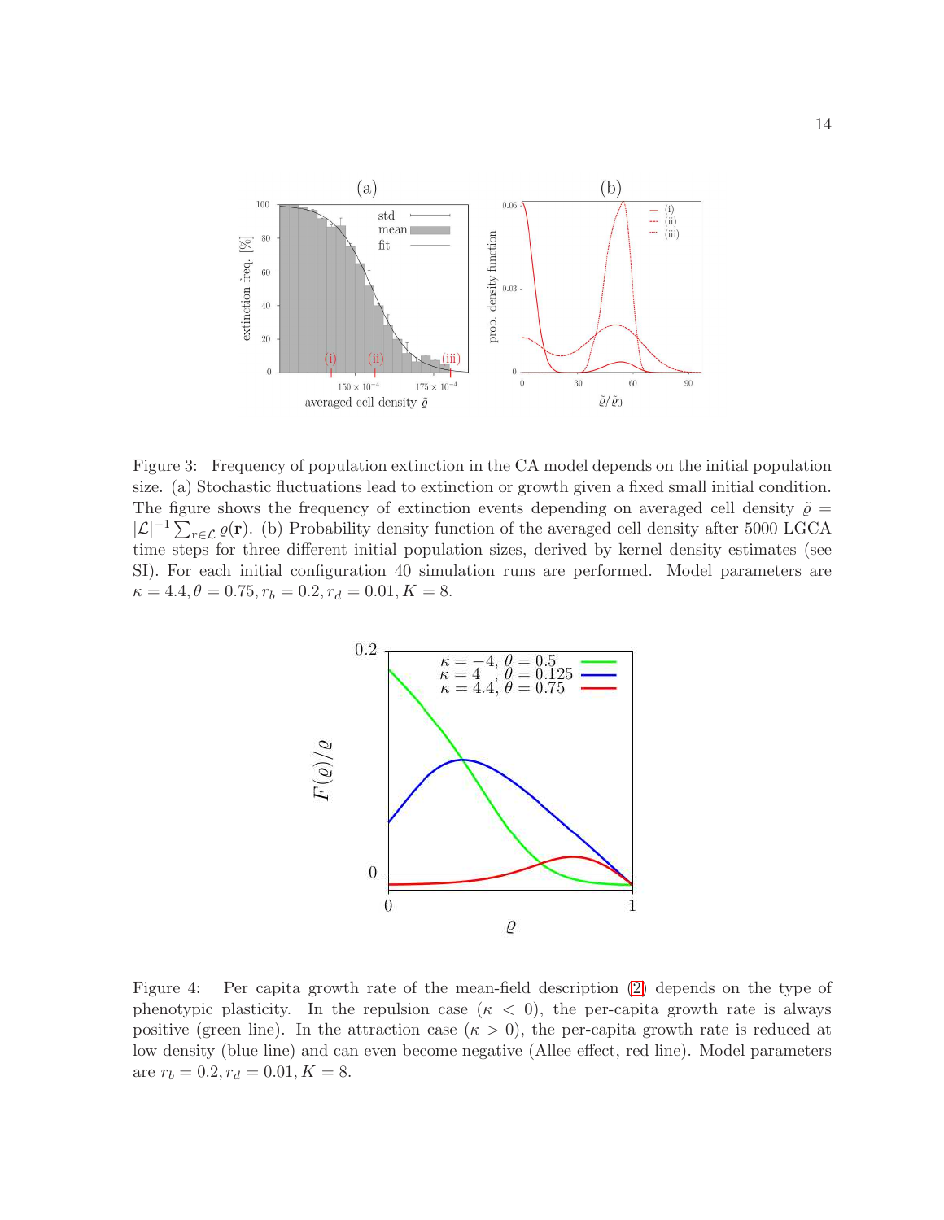Figure 3: Frequency of population extinction in the CA model depends on the initial population size. (a) Stochastic fluctuations lead to extinction or growth given a fixed small initial condition. The figure shows the frequency of extinction events depending on averaged cell density $\tilde{\varrho} = |\mathcal{L}|^{-1} \sum_{\mathbf{r} \in \mathcal{L}} \varrho(\mathbf{r})$. (b) Probability density function of the averaged cell density after 5000 LGCA time steps for three different initial population sizes, derived by kernel density estimates (see SI). For each initial configuration 40 simulation runs are performed. Model parameters are $\kappa = 4.4, \theta = 0.75, r_b = 0.2, r_d = 0.01, K = 8$.

Figure 4: Per capita growth rate of the mean-field description (2) depends on the type of phenotypic plasticity. In the repulsion case ($\kappa < 0$), the per-capita growth rate is always positive (green line). In the attraction case ($\kappa > 0$), the per-capita growth rate is reduced at low density (blue line) and can even become negative (Allee effect, red line). Model parameters are $r_b = 0.2, r_d = 0.01, K = 8$.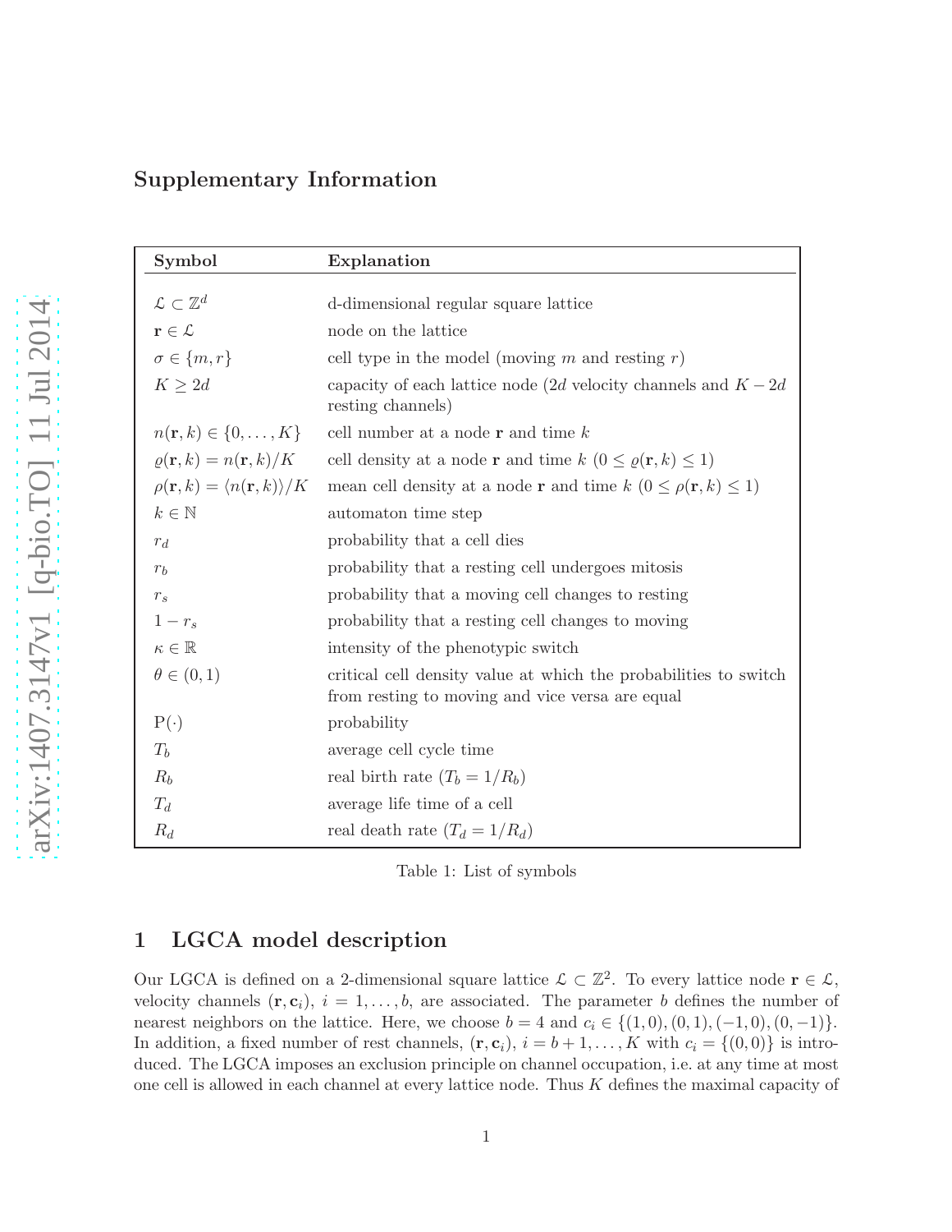## Supplementary Information

| Symbol | Explanation |
|---|---|
| $\mathcal{L} \subset \mathbb{Z}^d$ | d-dimensional regular square lattice |
| $\mathbf{r} \in \mathcal{L}$ | node on the lattice |
| $\sigma \in \{m, r\}$ | cell type in the model (moving $m$ and resting $r$) |
| $K \geq 2d$ | capacity of each lattice node ($2d$ velocity channels and $K - 2d$ resting channels) |
| $n(\mathbf{r}, k) \in \{0, \ldots, K\}$ | cell number at a node $\mathbf{r}$ and time $k$ |
| $\varrho(\mathbf{r}, k) = n(\mathbf{r}, k)/K$ | cell density at a node $\mathbf{r}$ and time $k$ ($0 \leq \varrho(\mathbf{r}, k) \leq 1$) |
| $\rho(\mathbf{r}, k) = \langle n(\mathbf{r}, k) \rangle / K$ | mean cell density at a node $\mathbf{r}$ and time $k$ ($0 \leq \rho(\mathbf{r}, k) \leq 1$) |
| $k \in \mathbb{N}$ | automaton time step |
| $r_d$ | probability that a cell dies |
| $r_b$ | probability that a resting cell undergoes mitosis |
| $r_s$ | probability that a moving cell changes to resting |
| $1 - r_s$ | probability that a resting cell changes to moving |
| $\kappa \in \mathbb{R}$ | intensity of the phenotypic switch |
| $\theta \in (0, 1)$ | critical cell density value at which the probabilities to switch from resting to moving and vice versa are equal |
| $\mathrm{P}(\cdot)$ | probability |
| $T_b$ | average cell cycle time |
| $R_b$ | real birth rate ($T_b = 1/R_b$) |
| $T_d$ | average life time of a cell |
| $R_d$ | real death rate ($T_d = 1/R_d$) |

Table 1: List of symbols

## 1 LGCA model description

Our LGCA is defined on a 2-dimensional square lattice $\mathcal{L} \subset \mathbb{Z}^2$. To every lattice node $\mathbf{r} \in \mathcal{L}$, velocity channels $(\mathbf{r}, \mathbf{c}_i)$, $i = 1, \ldots, b$, are associated. The parameter $b$ defines the number of nearest neighbors on the lattice. Here, we choose $b = 4$ and $c_i \in \{(1,0), (0,1), (-1,0), (0,-1)\}$. In addition, a fixed number of rest channels, $(\mathbf{r}, \mathbf{c}_i)$, $i = b+1, \ldots, K$ with $c_i = \{(0,0)\}$ is introduced. The LGCA imposes an exclusion principle on channel occupation, i.e. at any time at most one cell is allowed in each channel at every lattice node. Thus $K$ defines the maximal capacity of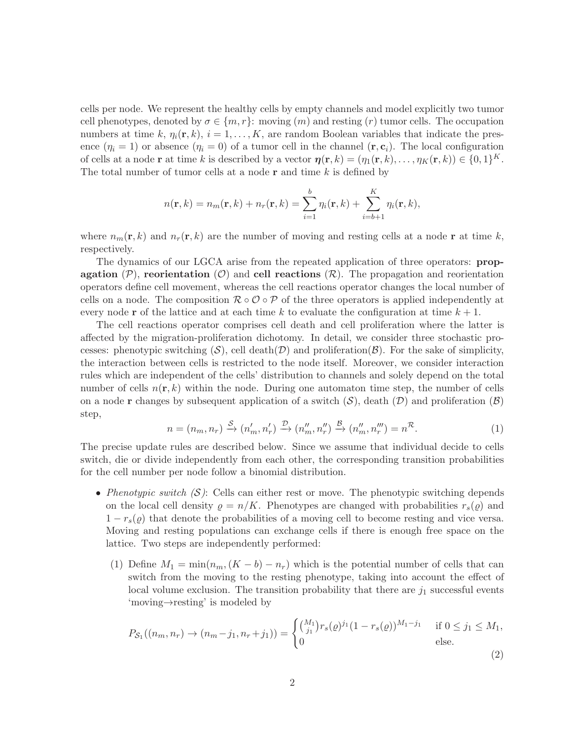cells per node. We represent the healthy cells by empty channels and model explicitly two tumor cell phenotypes, denoted by $\sigma \in \{m, r\}$: moving ($m$) and resting ($r$) tumor cells. The occupation numbers at time $k$, $\eta_i(\mathbf{r}, k)$, $i = 1, \ldots, K$, are random Boolean variables that indicate the presence ($\eta_i = 1$) or absence ($\eta_i = 0$) of a tumor cell in the channel $(\mathbf{r}, \mathbf{c}_i)$. The local configuration of cells at a node $\mathbf{r}$ at time $k$ is described by a vector $\boldsymbol{\eta}(\mathbf{r}, k) = (\eta_1(\mathbf{r}, k), \ldots, \eta_K(\mathbf{r}, k)) \in \{0, 1\}^K$. The total number of tumor cells at a node $\mathbf{r}$ and time $k$ is defined by

$$n(\mathbf{r}, k) = n_m(\mathbf{r}, k) + n_r(\mathbf{r}, k) = \sum_{i=1}^{b} \eta_i(\mathbf{r}, k) + \sum_{i=b+1}^{K} \eta_i(\mathbf{r}, k),$$

where $n_m(\mathbf{r}, k)$ and $n_r(\mathbf{r}, k)$ are the number of moving and resting cells at a node $\mathbf{r}$ at time $k$, respectively.

The dynamics of our LGCA arise from the repeated application of three operators: **propagation** ($\mathcal{P}$), **reorientation** ($\mathcal{O}$) and **cell reactions** ($\mathcal{R}$). The propagation and reorientation operators define cell movement, whereas the cell reactions operator changes the local number of cells on a node. The composition $\mathcal{R} \circ \mathcal{O} \circ \mathcal{P}$ of the three operators is applied independently at every node $\mathbf{r}$ of the lattice and at each time $k$ to evaluate the configuration at time $k+1$.

The cell reactions operator comprises cell death and cell proliferation where the latter is affected by the migration-proliferation dichotomy. In detail, we consider three stochastic processes: phenotypic switching ($\mathcal{S}$), cell death($\mathcal{D}$) and proliferation($\mathcal{B}$). For the sake of simplicity, the interaction between cells is restricted to the node itself. Moreover, we consider interaction rules which are independent of the cells' distribution to channels and solely depend on the total number of cells $n(\mathbf{r}, k)$ within the node. During one automaton time step, the number of cells on a node $\mathbf{r}$ changes by subsequent application of a switch ($\mathcal{S}$), death ($\mathcal{D}$) and proliferation ($\mathcal{B}$) step,

$$n = (n_m, n_r) \xrightarrow{\mathcal{S}} (n'_m, n'_r) \xrightarrow{\mathcal{D}} (n''_m, n''_r) \xrightarrow{\mathcal{B}} (n''_m, n'''_r) = n^{\mathcal{R}}. \tag{1}$$

The precise update rules are described below. Since we assume that individual decide to cells switch, die or divide independently from each other, the corresponding transition probabilities for the cell number per node follow a binomial distribution.

- *Phenotypic switch ($\mathcal{S}$)*: Cells can either rest or move. The phenotypic switching depends on the local cell density $\varrho = n/K$. Phenotypes are changed with probabilities $r_s(\varrho)$ and $1 - r_s(\varrho)$ that denote the probabilities of a moving cell to become resting and vice versa. Moving and resting populations can exchange cells if there is enough free space on the lattice. Two steps are independently performed:

  (1) Define $M_1 = \min(n_m, (K - b) - n_r)$ which is the potential number of cells that can switch from the moving to the resting phenotype, taking into account the effect of local volume exclusion. The transition probability that there are $j_1$ successful events 'moving→resting' is modeled by

$$P_{\mathcal{S}_1}((n_m, n_r) \to (n_m - j_1, n_r + j_1)) = \begin{cases} \binom{M_1}{j_1} r_s(\varrho)^{j_1} (1 - r_s(\varrho))^{M_1 - j_1} & \text{if } 0 \le j_1 \le M_1, \\ 0 & \text{else.} \end{cases} \tag{2}$$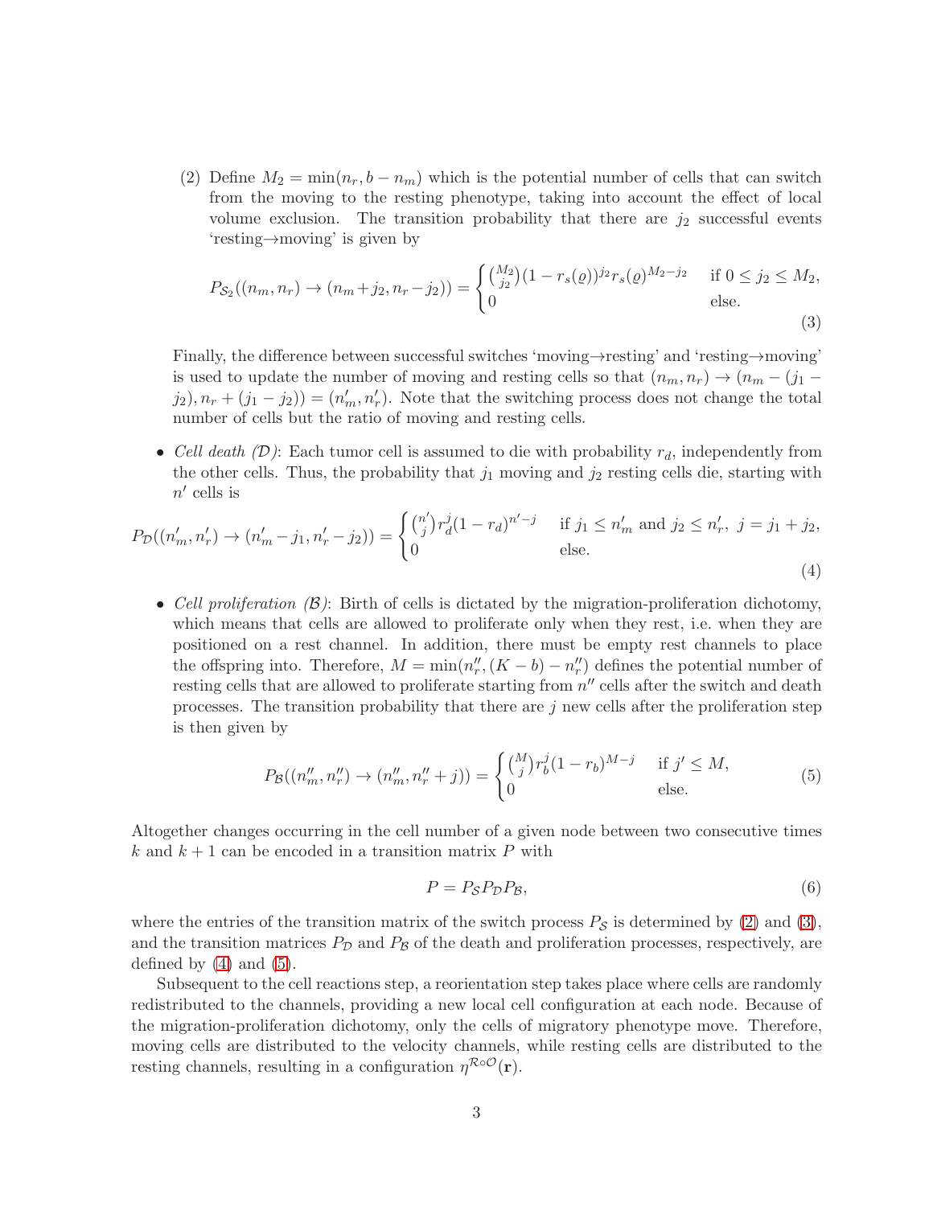(2) Define $M_2 = \min(n_r, b - n_m)$ which is the potential number of cells that can switch from the moving to the resting phenotype, taking into account the effect of local volume exclusion. The transition probability that there are $j_2$ successful events 'resting→moving' is given by

$$P_{\mathcal{S}_2}((n_m, n_r) \to (n_m + j_2, n_r - j_2)) = \begin{cases} \binom{M_2}{j_2}(1 - r_s(\varrho))^{j_2} r_s(\varrho)^{M_2 - j_2} & \text{if } 0 \leq j_2 \leq M_2, \\ 0 & \text{else.} \end{cases} \tag{3}$$

Finally, the difference between successful switches 'moving→resting' and 'resting→moving' is used to update the number of moving and resting cells so that $(n_m, n_r) \to (n_m - (j_1 - j_2), n_r + (j_1 - j_2)) = (n'_m, n'_r)$. Note that the switching process does not change the total number of cells but the ratio of moving and resting cells.

- *Cell death ($\mathcal{D}$)*: Each tumor cell is assumed to die with probability $r_d$, independently from the other cells. Thus, the probability that $j_1$ moving and $j_2$ resting cells die, starting with $n'$ cells is

$$P_{\mathcal{D}}((n'_m, n'_r) \to (n'_m - j_1, n'_r - j_2)) = \begin{cases} \binom{n'}{j} r_d^j (1 - r_d)^{n' - j} & \text{if } j_1 \leq n'_m \text{ and } j_2 \leq n'_r,\ j = j_1 + j_2, \\ 0 & \text{else.} \end{cases} \tag{4}$$

- *Cell proliferation ($\mathcal{B}$)*: Birth of cells is dictated by the migration-proliferation dichotomy, which means that cells are allowed to proliferate only when they rest, i.e. when they are positioned on a rest channel. In addition, there must be empty rest channels to place the offspring into. Therefore, $M = \min(n''_r, (K - b) - n''_r)$ defines the potential number of resting cells that are allowed to proliferate starting from $n''$ cells after the switch and death processes. The transition probability that there are $j$ new cells after the proliferation step is then given by

$$P_{\mathcal{B}}((n''_m, n''_r) \to (n''_m, n''_r + j)) = \begin{cases} \binom{M}{j} r_b^j (1 - r_b)^{M - j} & \text{if } j' \leq M, \\ 0 & \text{else.} \end{cases} \tag{5}$$

Altogether changes occurring in the cell number of a given node between two consecutive times $k$ and $k + 1$ can be encoded in a transition matrix $P$ with

$$P = P_{\mathcal{S}} P_{\mathcal{D}} P_{\mathcal{B}}, \tag{6}$$

where the entries of the transition matrix of the switch process $P_{\mathcal{S}}$ is determined by (2) and (3), and the transition matrices $P_{\mathcal{D}}$ and $P_{\mathcal{B}}$ of the death and proliferation processes, respectively, are defined by (4) and (5).

Subsequent to the cell reactions step, a reorientation step takes place where cells are randomly redistributed to the channels, providing a new local cell configuration at each node. Because of the migration-proliferation dichotomy, only the cells of migratory phenotype move. Therefore, moving cells are distributed to the velocity channels, while resting cells are distributed to the resting channels, resulting in a configuration $\eta^{\mathcal{R} \circ \mathcal{O}}(\mathbf{r})$.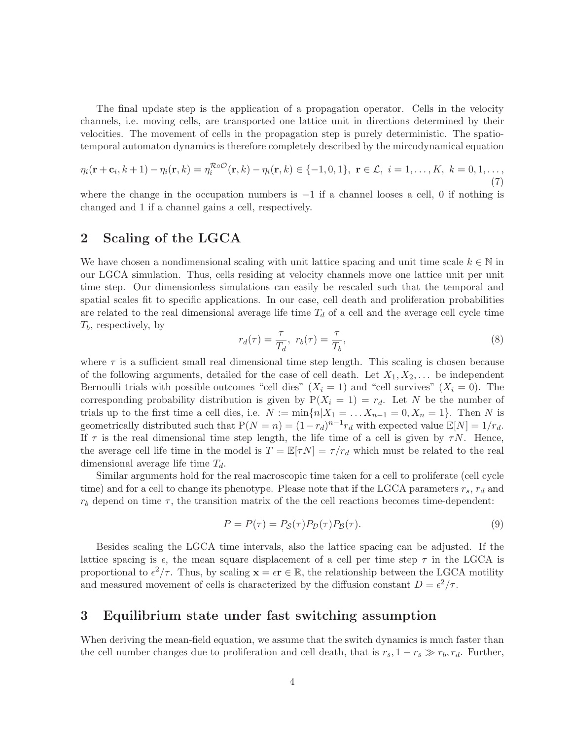The final update step is the application of a propagation operator. Cells in the velocity channels, i.e. moving cells, are transported one lattice unit in directions determined by their velocities. The movement of cells in the propagation step is purely deterministic. The spatio-temporal automaton dynamics is therefore completely described by the mircodynamical equation

$$\eta_i(\mathbf{r}+\mathbf{c}_i, k+1) - \eta_i(\mathbf{r}, k) = \eta_i^{\mathcal{R}\circ\mathcal{O}}(\mathbf{r}, k) - \eta_i(\mathbf{r}, k) \in \{-1, 0, 1\},\ \mathbf{r} \in \mathcal{L},\ i = 1, \ldots, K,\ k = 0, 1, \ldots, \tag{7}$$

where the change in the occupation numbers is $-1$ if a channel looses a cell, 0 if nothing is changed and 1 if a channel gains a cell, respectively.

## 2 Scaling of the LGCA

We have chosen a nondimensional scaling with unit lattice spacing and unit time scale $k \in \mathbb{N}$ in our LGCA simulation. Thus, cells residing at velocity channels move one lattice unit per unit time step. Our dimensionless simulations can easily be rescaled such that the temporal and spatial scales fit to specific applications. In our case, cell death and proliferation probabilities are related to the real dimensional average life time $T_d$ of a cell and the average cell cycle time $T_b$, respectively, by

$$r_d(\tau) = \frac{\tau}{T_d},\ r_b(\tau) = \frac{\tau}{T_b}, \tag{8}$$

where $\tau$ is a sufficient small real dimensional time step length. This scaling is chosen because of the following arguments, detailed for the case of cell death. Let $X_1, X_2, \ldots$ be independent Bernoulli trials with possible outcomes "cell dies" ($X_i = 1$) and "cell survives" ($X_i = 0$). The corresponding probability distribution is given by $\mathrm{P}(X_i = 1) = r_d$. Let $N$ be the number of trials up to the first time a cell dies, i.e. $N := \min\{n | X_1 = \ldots X_{n-1} = 0, X_n = 1\}$. Then $N$ is geometrically distributed such that $\mathrm{P}(N = n) = (1 - r_d)^{n-1} r_d$ with expected value $\mathbb{E}[N] = 1/r_d$. If $\tau$ is the real dimensional time step length, the life time of a cell is given by $\tau N$. Hence, the average cell life time in the model is $T = \mathbb{E}[\tau N] = \tau / r_d$ which must be related to the real dimensional average life time $T_d$.

Similar arguments hold for the real macroscopic time taken for a cell to proliferate (cell cycle time) and for a cell to change its phenotype. Please note that if the LGCA parameters $r_s$, $r_d$ and $r_b$ depend on time $\tau$, the transition matrix of the the cell reactions becomes time-dependent:

$$P = P(\tau) = P_{\mathcal{S}}(\tau) P_{\mathcal{D}}(\tau) P_{\mathcal{B}}(\tau). \tag{9}$$

Besides scaling the LGCA time intervals, also the lattice spacing can be adjusted. If the lattice spacing is $\epsilon$, the mean square displacement of a cell per time step $\tau$ in the LGCA is proportional to $\epsilon^2/\tau$. Thus, by scaling $\mathbf{x} = \epsilon \mathbf{r} \in \mathbb{R}$, the relationship between the LGCA motility and measured movement of cells is characterized by the diffusion constant $D = \epsilon^2/\tau$.

## 3 Equilibrium state under fast switching assumption

When deriving the mean-field equation, we assume that the switch dynamics is much faster than the cell number changes due to proliferation and cell death, that is $r_s, 1 - r_s \gg r_b, r_d$. Further,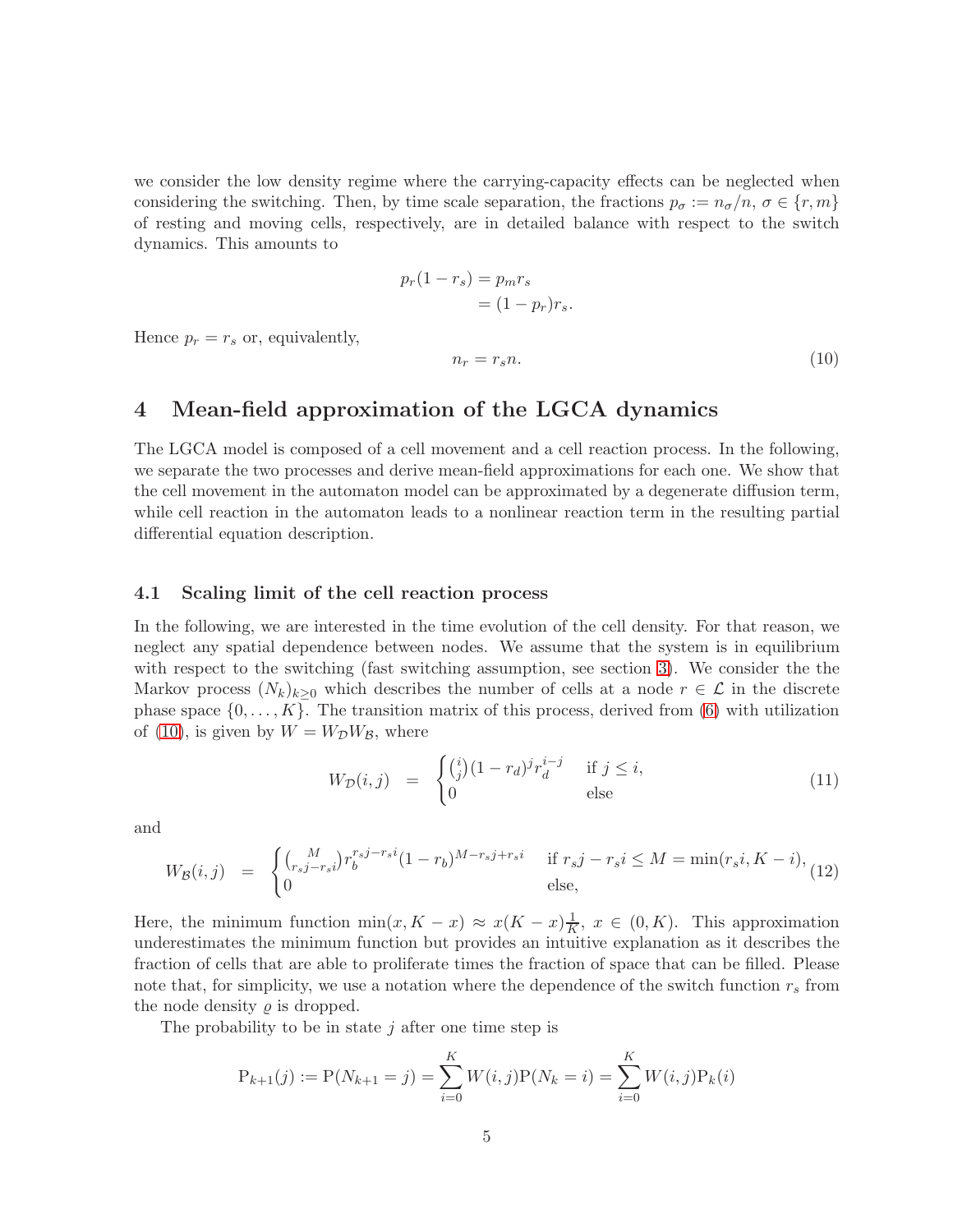we consider the low density regime where the carrying-capacity effects can be neglected when considering the switching. Then, by time scale separation, the fractions $p_\sigma := n_\sigma/n$, $\sigma \in \{r, m\}$ of resting and moving cells, respectively, are in detailed balance with respect to the switch dynamics. This amounts to

$$
\begin{aligned}
p_r(1 - r_s) &= p_m r_s \\
&= (1 - p_r) r_s.
\end{aligned}
$$

Hence $p_r = r_s$ or, equivalently,

$$
n_r = r_s n. \tag{10}
$$

## 4 Mean-field approximation of the LGCA dynamics

The LGCA model is composed of a cell movement and a cell reaction process. In the following, we separate the two processes and derive mean-field approximations for each one. We show that the cell movement in the automaton model can be approximated by a degenerate diffusion term, while cell reaction in the automaton leads to a nonlinear reaction term in the resulting partial differential equation description.

### 4.1 Scaling limit of the cell reaction process

In the following, we are interested in the time evolution of the cell density. For that reason, we neglect any spatial dependence between nodes. We assume that the system is in equilibrium with respect to the switching (fast switching assumption, see section 3). We consider the the Markov process $(N_k)_{k \geq 0}$ which describes the number of cells at a node $r \in \mathcal{L}$ in the discrete phase space $\{0, \dots, K\}$. The transition matrix of this process, derived from (6) with utilization of (10), is given by $W = W_{\mathcal{D}} W_{\mathcal{B}}$, where

$$
W_{\mathcal{D}}(i,j) \;=\; \begin{cases} \binom{i}{j}(1 - r_d)^j r_d^{i-j} & \text{if } j \leq i, \\ 0 & \text{else} \end{cases} \tag{11}
$$

and

$$
W_{\mathcal{B}}(i,j) \;=\; \begin{cases} \binom{M}{r_s j - r_s i} r_b^{r_s j - r_s i}(1 - r_b)^{M - r_s j + r_s i} & \text{if } r_s j - r_s i \leq M = \min(r_s i, K - i), \\ 0 & \text{else,} \end{cases} \tag{12}
$$

Here, the minimum function $\min(x, K - x) \approx x(K - x)\frac{1}{K}$, $x \in (0, K)$. This approximation underestimates the minimum function but provides an intuitive explanation as it describes the fraction of cells that are able to proliferate times the fraction of space that can be filled. Please note that, for simplicity, we use a notation where the dependence of the switch function $r_s$ from the node density $\varrho$ is dropped.

The probability to be in state $j$ after one time step is

$$
\mathrm{P}_{k+1}(j) := \mathrm{P}(N_{k+1} = j) = \sum_{i=0}^{K} W(i,j)\mathrm{P}(N_k = i) = \sum_{i=0}^{K} W(i,j)\mathrm{P}_k(i)
$$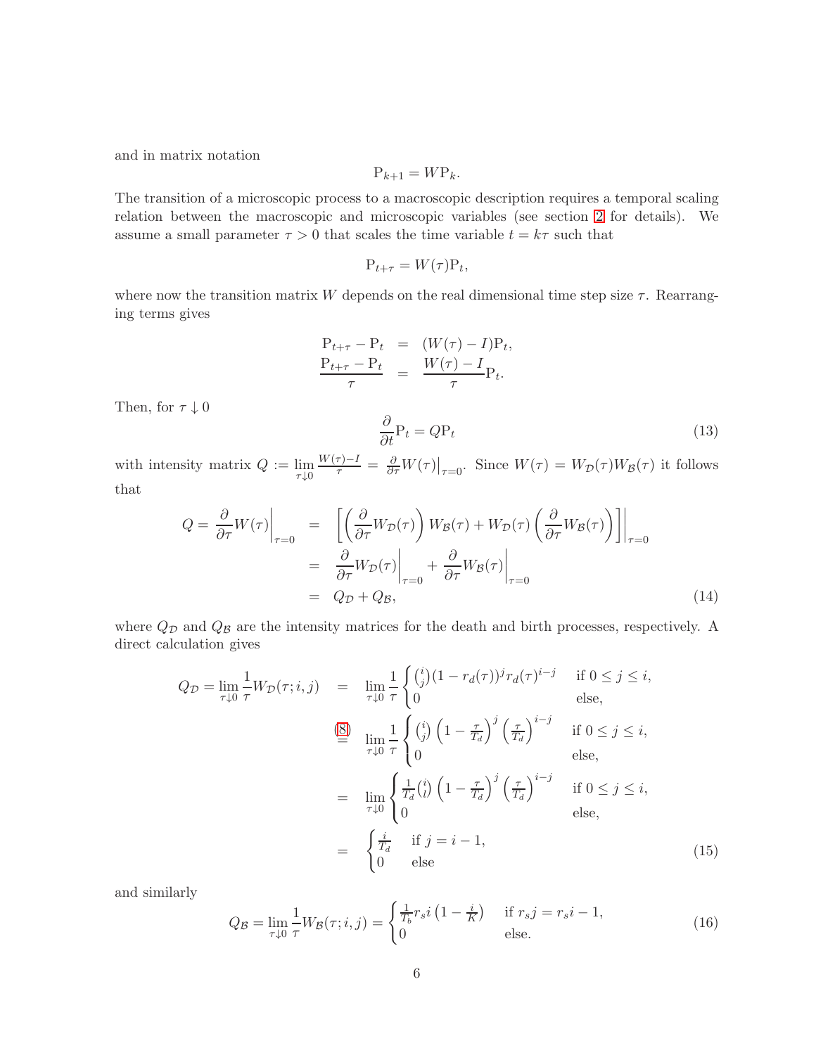and in matrix notation

$$\mathrm{P}_{k+1} = W\mathrm{P}_k.$$

The transition of a microscopic process to a macroscopic description requires a temporal scaling relation between the macroscopic and microscopic variables (see section 2 for details). We assume a small parameter $\tau > 0$ that scales the time variable $t = k\tau$ such that

$$\mathrm{P}_{t+\tau} = W(\tau)\mathrm{P}_t,$$

where now the transition matrix $W$ depends on the real dimensional time step size $\tau$. Rearranging terms gives

$$\begin{aligned}
\mathrm{P}_{t+\tau} - \mathrm{P}_t &= (W(\tau) - I)\mathrm{P}_t, \\
\frac{\mathrm{P}_{t+\tau} - \mathrm{P}_t}{\tau} &= \frac{W(\tau) - I}{\tau}\mathrm{P}_t.
\end{aligned}$$

Then, for $\tau \downarrow 0$

$$\frac{\partial}{\partial t}\mathrm{P}_t = Q\mathrm{P}_t \tag{13}$$

with intensity matrix $Q := \lim_{\tau\downarrow 0} \frac{W(\tau)-I}{\tau} = \frac{\partial}{\partial \tau}W(\tau)\big|_{\tau=0}$. Since $W(\tau) = W_{\mathcal{D}}(\tau)W_{\mathcal{B}}(\tau)$ it follows that

$$\begin{aligned}
Q = \frac{\partial}{\partial \tau}W(\tau)\bigg|_{\tau=0} &= \left[\left(\frac{\partial}{\partial \tau}W_{\mathcal{D}}(\tau)\right)W_{\mathcal{B}}(\tau) + W_{\mathcal{D}}(\tau)\left(\frac{\partial}{\partial \tau}W_{\mathcal{B}}(\tau)\right)\right]\bigg|_{\tau=0} \\
&= \frac{\partial}{\partial \tau}W_{\mathcal{D}}(\tau)\bigg|_{\tau=0} + \frac{\partial}{\partial \tau}W_{\mathcal{B}}(\tau)\bigg|_{\tau=0} \\
&= Q_{\mathcal{D}} + Q_{\mathcal{B}},
\end{aligned} \tag{14}$$

where $Q_{\mathcal{D}}$ and $Q_{\mathcal{B}}$ are the intensity matrices for the death and birth processes, respectively. A direct calculation gives

$$\begin{aligned}
Q_{\mathcal{D}} = \lim_{\tau\downarrow 0}\frac{1}{\tau}W_{\mathcal{D}}(\tau; i,j) &= \lim_{\tau\downarrow 0}\frac{1}{\tau}\begin{cases}\binom{i}{j}(1-r_d(\tau))^j r_d(\tau)^{i-j} & \text{if } 0 \le j \le i, \\ 0 & \text{else,}\end{cases} \\
&\overset{(8)}{=} \lim_{\tau\downarrow 0}\frac{1}{\tau}\begin{cases}\binom{i}{j}\left(1-\frac{\tau}{T_d}\right)^j\left(\frac{\tau}{T_d}\right)^{i-j} & \text{if } 0 \le j \le i, \\ 0 & \text{else,}\end{cases} \\
&= \lim_{\tau\downarrow 0}\begin{cases}\frac{1}{T_d}\binom{i}{l}\left(1-\frac{\tau}{T_d}\right)^j\left(\frac{\tau}{T_d}\right)^{i-j} & \text{if } 0 \le j \le i, \\ 0 & \text{else,}\end{cases} \\
&= \begin{cases}\frac{i}{T_d} & \text{if } j = i-1, \\ 0 & \text{else}\end{cases}
\end{aligned} \tag{15}$$

and similarly

$$Q_{\mathcal{B}} = \lim_{\tau\downarrow 0}\frac{1}{\tau}W_{\mathcal{B}}(\tau; i,j) = \begin{cases}\frac{1}{T_b}r_s i\left(1-\frac{i}{K}\right) & \text{if } r_s j = r_s i - 1, \\ 0 & \text{else.}\end{cases} \tag{16}$$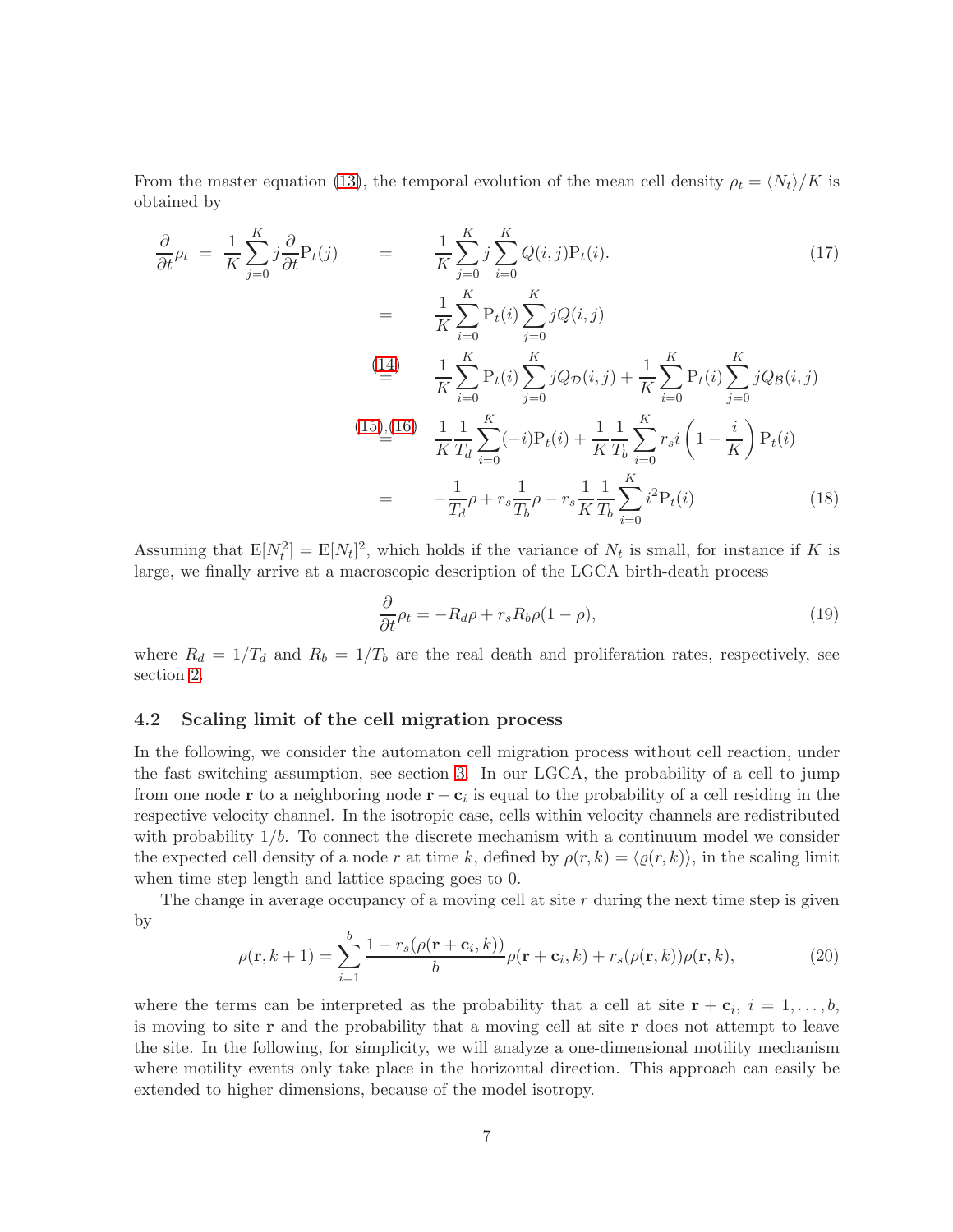From the master equation (13), the temporal evolution of the mean cell density $\rho_t = \langle N_t \rangle / K$ is obtained by

$$
\begin{aligned}
\frac{\partial}{\partial t}\rho_t = \frac{1}{K}\sum_{j=0}^{K} j \frac{\partial}{\partial t}\mathrm{P}_t(j) \quad &= \quad \frac{1}{K}\sum_{j=0}^{K} j \sum_{i=0}^{K} Q(i,j)\mathrm{P}_t(i). \qquad (17)\\
&= \quad \frac{1}{K}\sum_{i=0}^{K} \mathrm{P}_t(i) \sum_{j=0}^{K} jQ(i,j)\\
&\overset{(14)}{=} \quad \frac{1}{K}\sum_{i=0}^{K} \mathrm{P}_t(i) \sum_{j=0}^{K} jQ_{\mathcal{D}}(i,j) + \frac{1}{K}\sum_{i=0}^{K} \mathrm{P}_t(i) \sum_{j=0}^{K} jQ_{\mathcal{B}}(i,j)\\
&\overset{(15),(16)}{=} \quad \frac{1}{K}\frac{1}{T_d}\sum_{i=0}^{K}(-i)\mathrm{P}_t(i) + \frac{1}{K}\frac{1}{T_b}\sum_{i=0}^{K} r_s i \left(1 - \frac{i}{K}\right)\mathrm{P}_t(i)\\
&= \quad -\frac{1}{T_d}\rho + r_s \frac{1}{T_b}\rho - r_s \frac{1}{K}\frac{1}{T_b}\sum_{i=0}^{K} i^2 \mathrm{P}_t(i) \qquad (18)
\end{aligned}
$$

Assuming that $\mathrm{E}[N_t^2] = \mathrm{E}[N_t]^2$, which holds if the variance of $N_t$ is small, for instance if $K$ is large, we finally arrive at a macroscopic description of the LGCA birth-death process

$$
\frac{\partial}{\partial t}\rho_t = -R_d\rho + r_s R_b \rho(1-\rho), \qquad (19)
$$

where $R_d = 1/T_d$ and $R_b = 1/T_b$ are the real death and proliferation rates, respectively, see section 2.

## 4.2 Scaling limit of the cell migration process

In the following, we consider the automaton cell migration process without cell reaction, under the fast switching assumption, see section 3. In our LGCA, the probability of a cell to jump from one node $\mathbf{r}$ to a neighboring node $\mathbf{r} + \mathbf{c}_i$ is equal to the probability of a cell residing in the respective velocity channel. In the isotropic case, cells within velocity channels are redistributed with probability $1/b$. To connect the discrete mechanism with a continuum model we consider the expected cell density of a node $r$ at time $k$, defined by $\rho(r,k) = \langle \varrho(r,k) \rangle$, in the scaling limit when time step length and lattice spacing goes to 0.

The change in average occupancy of a moving cell at site $r$ during the next time step is given by

$$
\rho(\mathbf{r}, k+1) = \sum_{i=1}^{b} \frac{1 - r_s(\rho(\mathbf{r}+\mathbf{c}_i, k))}{b}\rho(\mathbf{r}+\mathbf{c}_i, k) + r_s(\rho(\mathbf{r},k))\rho(\mathbf{r},k), \qquad (20)
$$

where the terms can be interpreted as the probability that a cell at site $\mathbf{r} + \mathbf{c}_i$, $i = 1, \ldots, b$, is moving to site $\mathbf{r}$ and the probability that a moving cell at site $\mathbf{r}$ does not attempt to leave the site. In the following, for simplicity, we will analyze a one-dimensional motility mechanism where motility events only take place in the horizontal direction. This approach can easily be extended to higher dimensions, because of the model isotropy.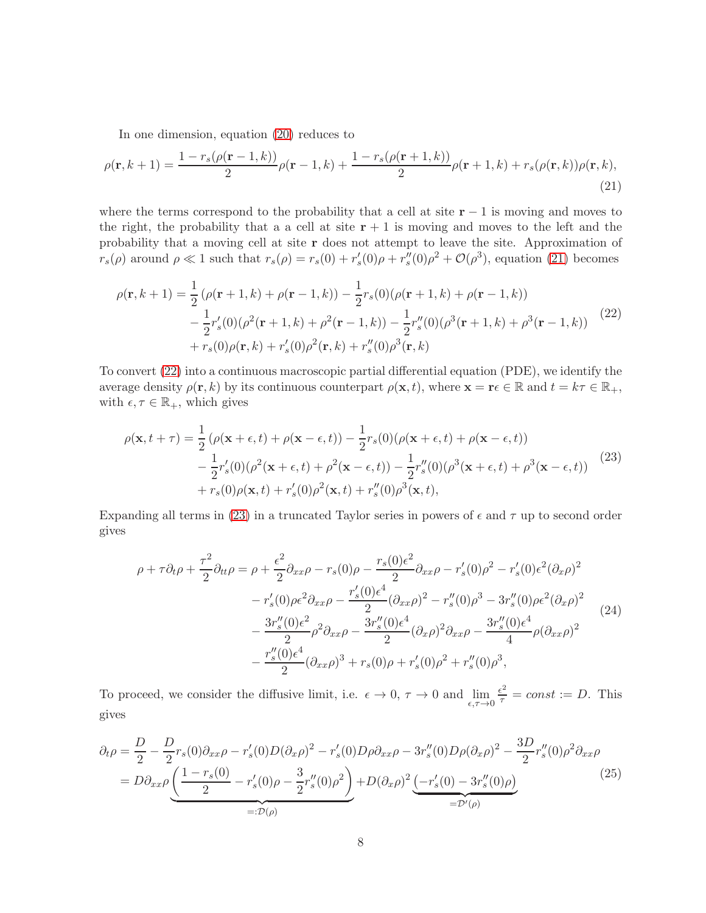In one dimension, equation (20) reduces to

$$\rho(\mathbf{r}, k+1) = \frac{1 - r_s(\rho(\mathbf{r}-1,k))}{2}\rho(\mathbf{r}-1,k) + \frac{1 - r_s(\rho(\mathbf{r}+1,k))}{2}\rho(\mathbf{r}+1,k) + r_s(\rho(\mathbf{r},k))\rho(\mathbf{r},k), \tag{21}$$

where the terms correspond to the probability that a cell at site $\mathbf{r}-1$ is moving and moves to the right, the probability that a a cell at site $\mathbf{r}+1$ is moving and moves to the left and the probability that a moving cell at site $\mathbf{r}$ does not attempt to leave the site. Approximation of $r_s(\rho)$ around $\rho \ll 1$ such that $r_s(\rho) = r_s(0) + r_s'(0)\rho + r_s''(0)\rho^2 + \mathcal{O}(\rho^3)$, equation (21) becomes

$$\begin{aligned}
\rho(\mathbf{r}, k+1) &= \frac{1}{2}\left(\rho(\mathbf{r}+1,k) + \rho(\mathbf{r}-1,k)\right) - \frac{1}{2}r_s(0)(\rho(\mathbf{r}+1,k) + \rho(\mathbf{r}-1,k)) \\
&\quad - \frac{1}{2}r_s'(0)(\rho^2(\mathbf{r}+1,k) + \rho^2(\mathbf{r}-1,k)) - \frac{1}{2}r_s''(0)(\rho^3(\mathbf{r}+1,k) + \rho^3(\mathbf{r}-1,k)) \\
&\quad + r_s(0)\rho(\mathbf{r},k) + r_s'(0)\rho^2(\mathbf{r},k) + r_s''(0)\rho^3(\mathbf{r},k)
\end{aligned} \tag{22}$$

To convert (22) into a continuous macroscopic partial differential equation (PDE), we identify the average density $\rho(\mathbf{r},k)$ by its continuous counterpart $\rho(\mathbf{x},t)$, where $\mathbf{x} = \mathbf{r}\epsilon \in \mathbb{R}$ and $t = k\tau \in \mathbb{R}_+$, with $\epsilon, \tau \in \mathbb{R}_+$, which gives

$$\begin{aligned}
\rho(\mathbf{x}, t+\tau) &= \frac{1}{2}\left(\rho(\mathbf{x}+\epsilon,t) + \rho(\mathbf{x}-\epsilon,t)\right) - \frac{1}{2}r_s(0)(\rho(\mathbf{x}+\epsilon,t) + \rho(\mathbf{x}-\epsilon,t)) \\
&\quad - \frac{1}{2}r_s'(0)(\rho^2(\mathbf{x}+\epsilon,t) + \rho^2(\mathbf{x}-\epsilon,t)) - \frac{1}{2}r_s''(0)(\rho^3(\mathbf{x}+\epsilon,t) + \rho^3(\mathbf{x}-\epsilon,t)) \\
&\quad + r_s(0)\rho(\mathbf{x},t) + r_s'(0)\rho^2(\mathbf{x},t) + r_s''(0)\rho^3(\mathbf{x},t),
\end{aligned} \tag{23}$$

Expanding all terms in (23) in a truncated Taylor series in powers of $\epsilon$ and $\tau$ up to second order gives

$$\begin{aligned}
\rho + \tau\partial_t\rho + \frac{\tau^2}{2}\partial_{tt}\rho &= \rho + \frac{\epsilon^2}{2}\partial_{xx}\rho - r_s(0)\rho - \frac{r_s(0)\epsilon^2}{2}\partial_{xx}\rho - r_s'(0)\rho^2 - r_s'(0)\epsilon^2(\partial_x\rho)^2 \\
&\quad - r_s'(0)\rho\epsilon^2\partial_{xx}\rho - \frac{r_s'(0)\epsilon^4}{2}(\partial_{xx}\rho)^2 - r_s''(0)\rho^3 - 3r_s''(0)\rho\epsilon^2(\partial_x\rho)^2 \\
&\quad - \frac{3r_s''(0)\epsilon^2}{2}\rho^2\partial_{xx}\rho - \frac{3r_s''(0)\epsilon^4}{2}(\partial_x\rho)^2\partial_{xx}\rho - \frac{3r_s''(0)\epsilon^4}{4}\rho(\partial_{xx}\rho)^2 \\
&\quad - \frac{r_s''(0)\epsilon^4}{2}(\partial_{xx}\rho)^3 + r_s(0)\rho + r_s'(0)\rho^2 + r_s''(0)\rho^3,
\end{aligned} \tag{24}$$

To proceed, we consider the diffusive limit, i.e. $\epsilon \to 0$, $\tau \to 0$ and $\lim_{\epsilon,\tau\to 0} \frac{\epsilon^2}{\tau} = const := D$. This gives

$$\begin{aligned}
\partial_t\rho &= \frac{D}{2} - \frac{D}{2}r_s(0)\partial_{xx}\rho - r_s'(0)D(\partial_x\rho)^2 - r_s'(0)D\rho\partial_{xx}\rho - 3r_s''(0)D\rho(\partial_x\rho)^2 - \frac{3D}{2}r_s''(0)\rho^2\partial_{xx}\rho \\
&= D\partial_{xx}\rho\underbrace{\left(\frac{1-r_s(0)}{2} - r_s'(0)\rho - \frac{3}{2}r_s''(0)\rho^2\right)}_{=:\mathcal{D}(\rho)} + D(\partial_x\rho)^2\underbrace{\left(-r_s'(0) - 3r_s''(0)\rho\right)}_{=\mathcal{D}'(\rho)}
\end{aligned} \tag{25}$$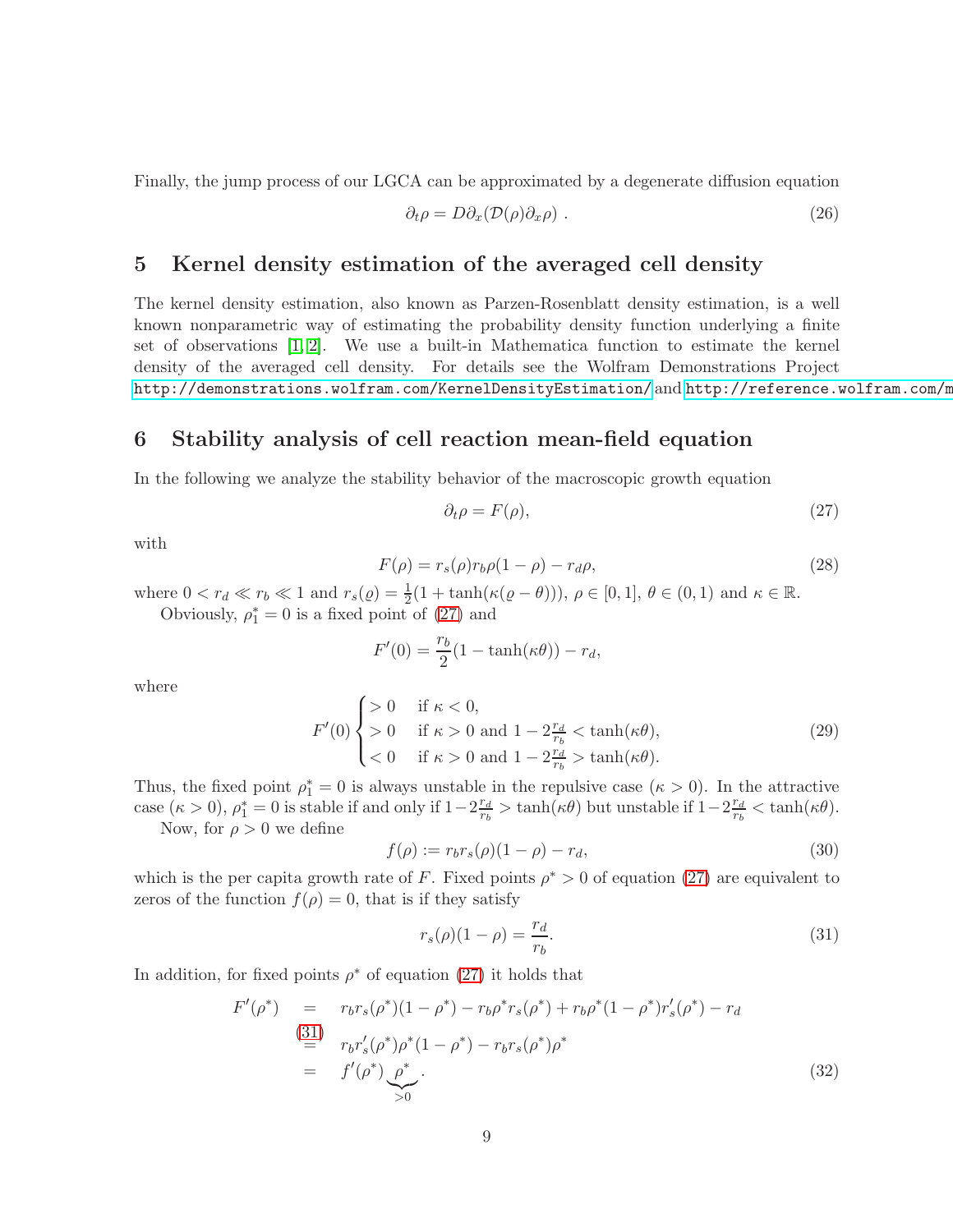Finally, the jump process of our LGCA can be approximated by a degenerate diffusion equation

$$\partial_t \rho = D\partial_x(\mathcal{D}(\rho)\partial_x \rho)\ . \tag{26}$$

## 5 Kernel density estimation of the averaged cell density

The kernel density estimation, also known as Parzen-Rosenblatt density estimation, is a well known nonparametric way of estimating the probability density function underlying a finite set of observations [1, 2]. We use a built-in Mathematica function to estimate the kernel density of the averaged cell density. For details see the Wolfram Demonstrations Project http://demonstrations.wolfram.com/KernelDensityEstimation/ and http://reference.wolfram.com/m

## 6 Stability analysis of cell reaction mean-field equation

In the following we analyze the stability behavior of the macroscopic growth equation

$$\partial_t \rho = F(\rho), \tag{27}$$

with

$$F(\rho) = r_s(\rho) r_b \rho(1-\rho) - r_d \rho, \tag{28}$$

where $0 < r_d \ll r_b \ll 1$ and $r_s(\varrho) = \frac{1}{2}(1 + \tanh(\kappa(\varrho - \theta)))$, $\rho \in [0, 1]$, $\theta \in (0, 1)$ and $\kappa \in \mathbb{R}$.

Obviously, $\rho_1^* = 0$ is a fixed point of (27) and

$$F'(0) = \frac{r_b}{2}(1 - \tanh(\kappa\theta)) - r_d,$$

where

$$F'(0) \begin{cases} > 0 & \text{if } \kappa < 0, \\ > 0 & \text{if } \kappa > 0 \text{ and } 1 - 2\frac{r_d}{r_b} < \tanh(\kappa\theta), \\ < 0 & \text{if } \kappa > 0 \text{ and } 1 - 2\frac{r_d}{r_b} > \tanh(\kappa\theta). \end{cases} \tag{29}$$

Thus, the fixed point $\rho_1^* = 0$ is always unstable in the repulsive case ($\kappa > 0$). In the attractive case ($\kappa > 0$), $\rho_1^* = 0$ is stable if and only if $1 - 2\frac{r_d}{r_b} > \tanh(\kappa\theta)$ but unstable if $1 - 2\frac{r_d}{r_b} < \tanh(\kappa\theta)$.

Now, for $\rho > 0$ we define

$$f(\rho) := r_b r_s(\rho)(1-\rho) - r_d, \tag{30}$$

which is the per capita growth rate of $F$. Fixed points $\rho^* > 0$ of equation (27) are equivalent to zeros of the function $f(\rho) = 0$, that is if they satisfy

$$r_s(\rho)(1-\rho) = \frac{r_d}{r_b}. \tag{31}$$

In addition, for fixed points $\rho^*$ of equation (27) it holds that

$$\begin{aligned} F'(\rho^*) &= r_b r_s(\rho^*)(1-\rho^*) - r_b\rho^* r_s(\rho^*) + r_b \rho^*(1-\rho^*) r_s'(\rho^*) - r_d \\ &\overset{(31)}{=} r_b r_s'(\rho^*)\rho^*(1-\rho^*) - r_b r_s(\rho^*)\rho^* \\ &= f'(\rho^*) \underbrace{\rho^*}_{>0}. \end{aligned} \tag{32}$$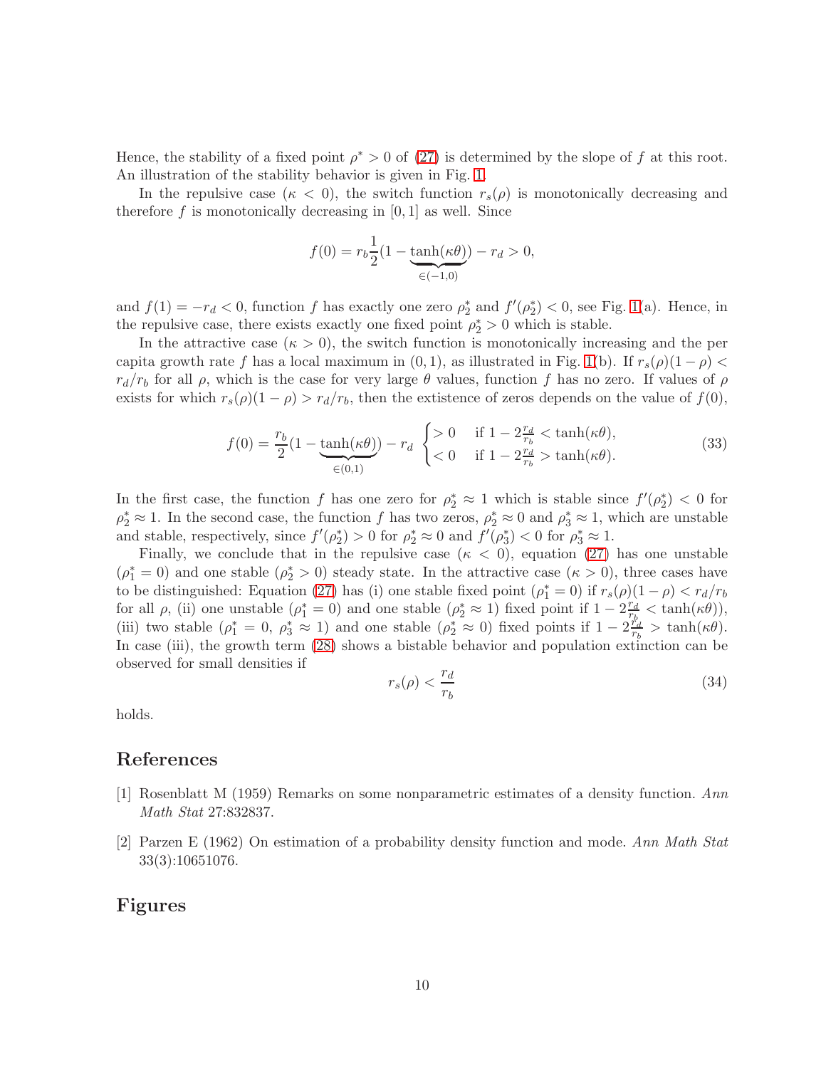Hence, the stability of a fixed point $\rho^* > 0$ of (27) is determined by the slope of $f$ at this root. An illustration of the stability behavior is given in Fig. 1.

In the repulsive case ($\kappa < 0$), the switch function $r_s(\rho)$ is monotonically decreasing and therefore $f$ is monotonically decreasing in $[0, 1]$ as well. Since

$$f(0) = r_b \frac{1}{2}(1 - \underbrace{\tanh(\kappa\theta)}_{\in(-1,0)}) - r_d > 0,$$

and $f(1) = -r_d < 0$, function $f$ has exactly one zero $\rho_2^*$ and $f'(\rho_2^*) < 0$, see Fig. 1(a). Hence, in the repulsive case, there exists exactly one fixed point $\rho_2^* > 0$ which is stable.

In the attractive case ($\kappa > 0$), the switch function is monotonically increasing and the per capita growth rate $f$ has a local maximum in $(0, 1)$, as illustrated in Fig. 1(b). If $r_s(\rho)(1-\rho) < r_d/r_b$ for all $\rho$, which is the case for very large $\theta$ values, function $f$ has no zero. If values of $\rho$ exists for which $r_s(\rho)(1-\rho) > r_d/r_b$, then the extistence of zeros depends on the value of $f(0)$,

$$f(0) = \frac{r_b}{2}(1 - \underbrace{\tanh(\kappa\theta)}_{\in(0,1)}) - r_d \begin{cases} > 0 & \text{if } 1 - 2\frac{r_d}{r_b} < \tanh(\kappa\theta), \\ < 0 & \text{if } 1 - 2\frac{r_d}{r_b} > \tanh(\kappa\theta). \end{cases} \tag{33}$$

In the first case, the function $f$ has one zero for $\rho_2^* \approx 1$ which is stable since $f'(\rho_2^*) < 0$ for $\rho_2^* \approx 1$. In the second case, the function $f$ has two zeros, $\rho_2^* \approx 0$ and $\rho_3^* \approx 1$, which are unstable and stable, respectively, since $f'(\rho_2^*) > 0$ for $\rho_2^* \approx 0$ and $f'(\rho_3^*) < 0$ for $\rho_3^* \approx 1$.

Finally, we conclude that in the repulsive case ($\kappa < 0$), equation (27) has one unstable ($\rho_1^* = 0$) and one stable ($\rho_2^* > 0$) steady state. In the attractive case ($\kappa > 0$), three cases have to be distinguished: Equation (27) has (i) one stable fixed point ($\rho_1^* = 0$) if $r_s(\rho)(1-\rho) < r_d/r_b$ for all $\rho$, (ii) one unstable ($\rho_1^* = 0$) and one stable ($\rho_2^* \approx 1$) fixed point if $1 - 2\frac{r_d}{r_b} < \tanh(\kappa\theta)$), (iii) two stable ($\rho_1^* = 0$, $\rho_3^* \approx 1$) and one stable ($\rho_2^* \approx 0$) fixed points if $1 - 2\frac{r_d}{r_b} > \tanh(\kappa\theta)$. In case (iii), the growth term (28) shows a bistable behavior and population extinction can be observed for small densities if

$$r_s(\rho) < \frac{r_d}{r_b} \tag{34}$$

holds.

## References

[1] Rosenblatt M (1959) Remarks on some nonparametric estimates of a density function. *Ann Math Stat* 27:832837.

[2] Parzen E (1962) On estimation of a probability density function and mode. *Ann Math Stat* 33(3):10651076.

## Figures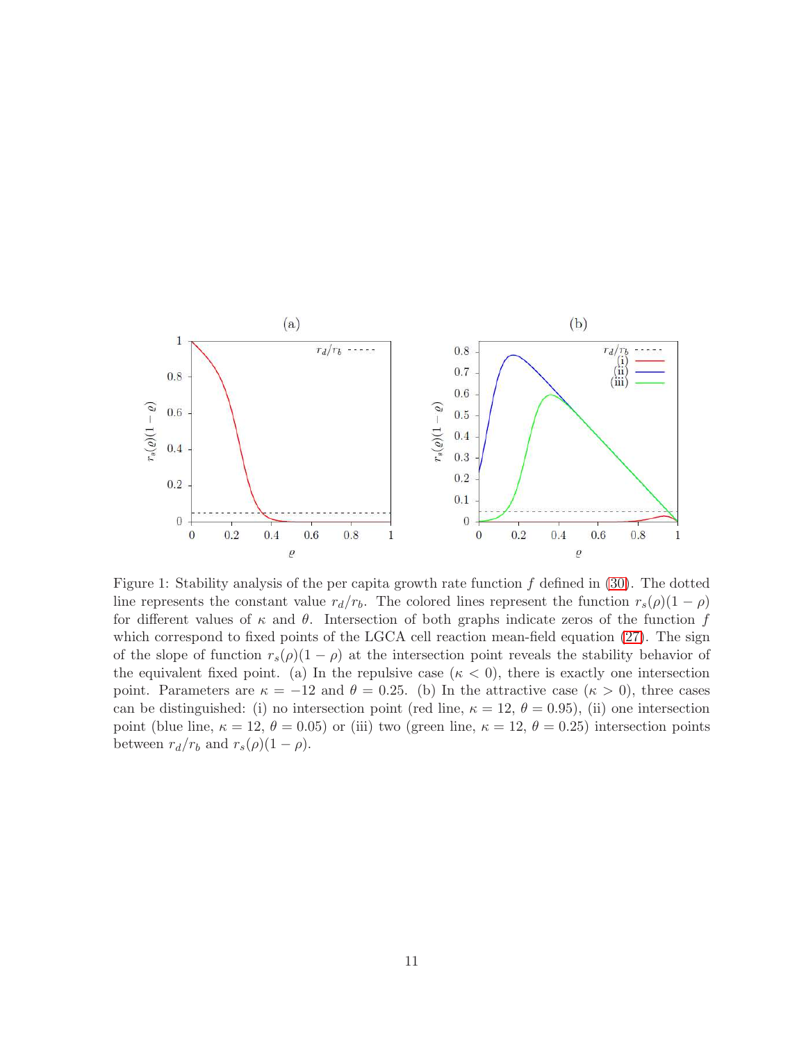(a)

1

0.8

0.6

0.4

0.2

0

0 0.2 0.4 0.6 0.8 1

$r_s(\varrho)(1-\varrho)$

$\varrho$

$r_d/r_b$

(b)

0.8

0.7

0.6

0.5

0.4

0.3

0.2

0.1

0

0 0.2 0.4 0.6 0.8 1

$r_s(\varrho)(1-\varrho)$

$\varrho$

$r_d/r_b$

(i)

(ii)

(iii)

Figure 1: Stability analysis of the per capita growth rate function $f$ defined in (30). The dotted line represents the constant value $r_d/r_b$. The colored lines represent the function $r_s(\rho)(1-\rho)$ for different values of $\kappa$ and $\theta$. Intersection of both graphs indicate zeros of the function $f$ which correspond to fixed points of the LGCA cell reaction mean-field equation (27). The sign of the slope of function $r_s(\rho)(1-\rho)$ at the intersection point reveals the stability behavior of the equivalent fixed point. (a) In the repulsive case ($\kappa < 0$), there is exactly one intersection point. Parameters are $\kappa = -12$ and $\theta = 0.25$. (b) In the attractive case ($\kappa > 0$), three cases can be distinguished: (i) no intersection point (red line, $\kappa = 12$, $\theta = 0.95$), (ii) one intersection point (blue line, $\kappa = 12$, $\theta = 0.05$) or (iii) two (green line, $\kappa = 12$, $\theta = 0.25$) intersection points between $r_d/r_b$ and $r_s(\rho)(1-\rho)$.